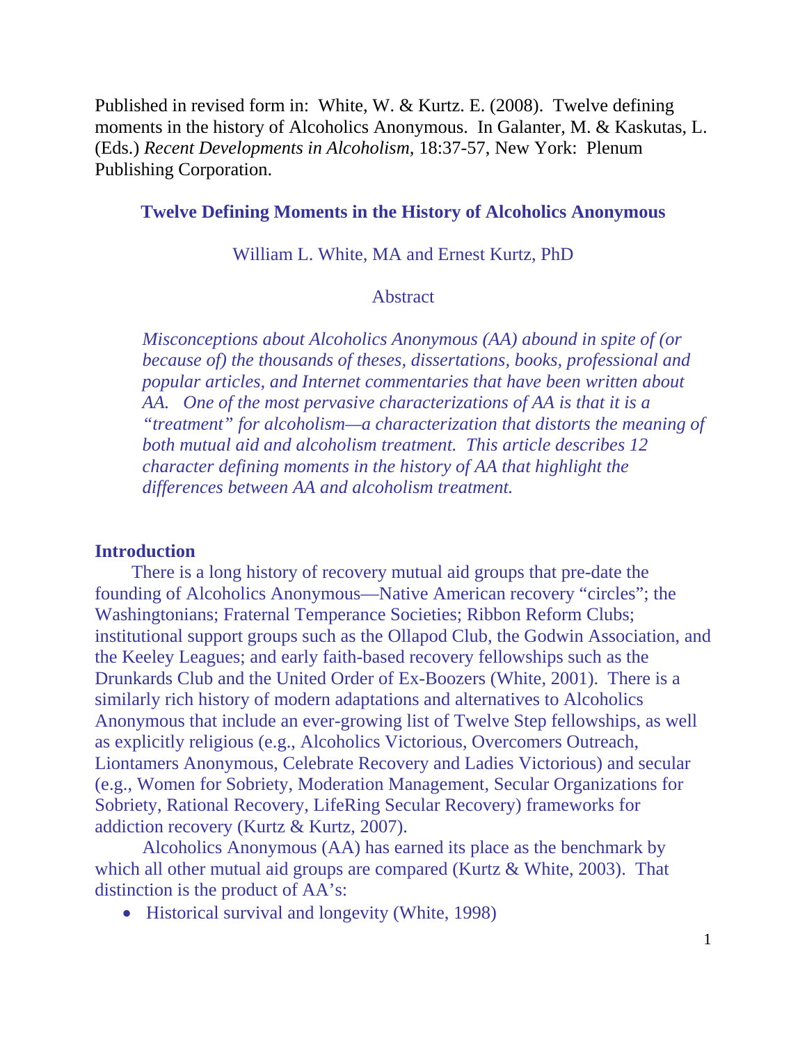Published in revised form in: White, W. & Kurtz. E. (2008). Twelve defining moments in the history of Alcoholics Anonymous. In Galanter, M. & Kaskutas, L. (Eds.) *Recent Developments in Alcoholism*, 18:37-57, New York: Plenum Publishing Corporation.

# Twelve Defining Moments in the History of Alcoholics Anonymous

William L. White, MA and Ernest Kurtz, PhD

Abstract

*Misconceptions about Alcoholics Anonymous (AA) abound in spite of (or because of) the thousands of theses, dissertations, books, professional and popular articles, and Internet commentaries that have been written about AA. One of the most pervasive characterizations of AA is that it is a "treatment" for alcoholism—a characterization that distorts the meaning of both mutual aid and alcoholism treatment. This article describes 12 character defining moments in the history of AA that highlight the differences between AA and alcoholism treatment.*

## Introduction

There is a long history of recovery mutual aid groups that pre-date the founding of Alcoholics Anonymous—Native American recovery "circles"; the Washingtonians; Fraternal Temperance Societies; Ribbon Reform Clubs; institutional support groups such as the Ollapod Club, the Godwin Association, and the Keeley Leagues; and early faith-based recovery fellowships such as the Drunkards Club and the United Order of Ex-Boozers (White, 2001). There is a similarly rich history of modern adaptations and alternatives to Alcoholics Anonymous that include an ever-growing list of Twelve Step fellowships, as well as explicitly religious (e.g., Alcoholics Victorious, Overcomers Outreach, Liontamers Anonymous, Celebrate Recovery and Ladies Victorious) and secular (e.g., Women for Sobriety, Moderation Management, Secular Organizations for Sobriety, Rational Recovery, LifeRing Secular Recovery) frameworks for addiction recovery (Kurtz & Kurtz, 2007).

Alcoholics Anonymous (AA) has earned its place as the benchmark by which all other mutual aid groups are compared (Kurtz & White, 2003). That distinction is the product of AA's:

- Historical survival and longevity (White, 1998)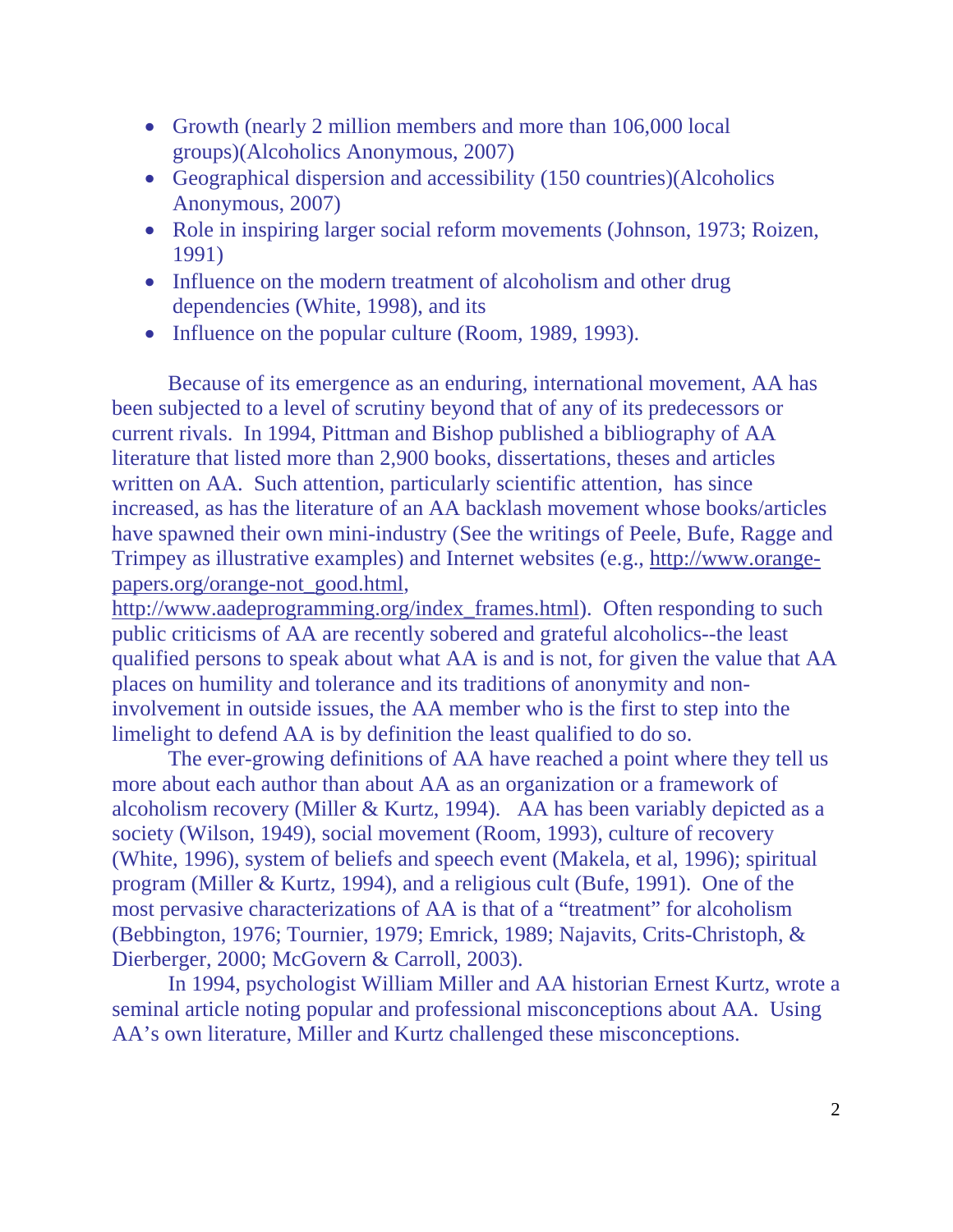- Growth (nearly 2 million members and more than 106,000 local groups)(Alcoholics Anonymous, 2007)
- Geographical dispersion and accessibility (150 countries)(Alcoholics Anonymous, 2007)
- Role in inspiring larger social reform movements (Johnson, 1973; Roizen, 1991)
- Influence on the modern treatment of alcoholism and other drug dependencies (White, 1998), and its
- Influence on the popular culture (Room, 1989, 1993).

Because of its emergence as an enduring, international movement, AA has been subjected to a level of scrutiny beyond that of any of its predecessors or current rivals. In 1994, Pittman and Bishop published a bibliography of AA literature that listed more than 2,900 books, dissertations, theses and articles written on AA. Such attention, particularly scientific attention, has since increased, as has the literature of an AA backlash movement whose books/articles have spawned their own mini-industry (See the writings of Peele, Bufe, Ragge and Trimpey as illustrative examples) and Internet websites (e.g., http://www.orange-papers.org/orange-not_good.html, http://www.aadeprogramming.org/index_frames.html). Often responding to such public criticisms of AA are recently sobered and grateful alcoholics--the least qualified persons to speak about what AA is and is not, for given the value that AA places on humility and tolerance and its traditions of anonymity and non-involvement in outside issues, the AA member who is the first to step into the limelight to defend AA is by definition the least qualified to do so.

The ever-growing definitions of AA have reached a point where they tell us more about each author than about AA as an organization or a framework of alcoholism recovery (Miller & Kurtz, 1994). AA has been variably depicted as a society (Wilson, 1949), social movement (Room, 1993), culture of recovery (White, 1996), system of beliefs and speech event (Makela, et al, 1996); spiritual program (Miller & Kurtz, 1994), and a religious cult (Bufe, 1991). One of the most pervasive characterizations of AA is that of a "treatment" for alcoholism (Bebbington, 1976; Tournier, 1979; Emrick, 1989; Najavits, Crits-Christoph, & Dierberger, 2000; McGovern & Carroll, 2003).

In 1994, psychologist William Miller and AA historian Ernest Kurtz, wrote a seminal article noting popular and professional misconceptions about AA. Using AA's own literature, Miller and Kurtz challenged these misconceptions.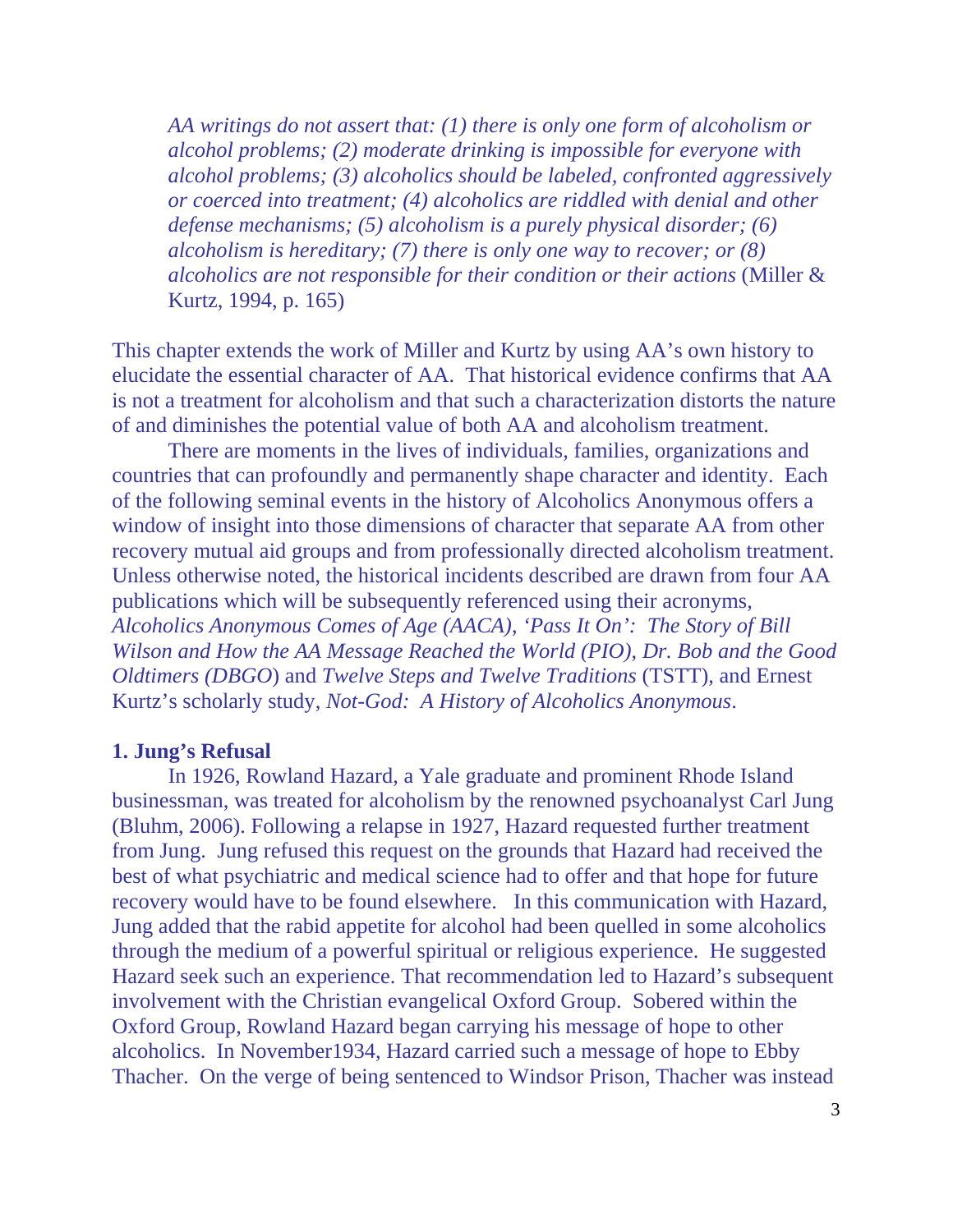> *AA writings do not assert that: (1) there is only one form of alcoholism or alcohol problems; (2) moderate drinking is impossible for everyone with alcohol problems; (3) alcoholics should be labeled, confronted aggressively or coerced into treatment; (4) alcoholics are riddled with denial and other defense mechanisms; (5) alcoholism is a purely physical disorder; (6) alcoholism is hereditary; (7) there is only one way to recover; or (8) alcoholics are not responsible for their condition or their actions* (Miller & Kurtz, 1994, p. 165)

This chapter extends the work of Miller and Kurtz by using AA's own history to elucidate the essential character of AA. That historical evidence confirms that AA is not a treatment for alcoholism and that such a characterization distorts the nature of and diminishes the potential value of both AA and alcoholism treatment.

There are moments in the lives of individuals, families, organizations and countries that can profoundly and permanently shape character and identity. Each of the following seminal events in the history of Alcoholics Anonymous offers a window of insight into those dimensions of character that separate AA from other recovery mutual aid groups and from professionally directed alcoholism treatment. Unless otherwise noted, the historical incidents described are drawn from four AA publications which will be subsequently referenced using their acronyms, *Alcoholics Anonymous Comes of Age (AACA)*, *'Pass It On': The Story of Bill Wilson and How the AA Message Reached the World (PIO)*, *Dr. Bob and the Good Oldtimers (DBGO)* and *Twelve Steps and Twelve Traditions* (TSTT), and Ernest Kurtz's scholarly study, *Not-God: A History of Alcoholics Anonymous*.

**1. Jung's Refusal**

In 1926, Rowland Hazard, a Yale graduate and prominent Rhode Island businessman, was treated for alcoholism by the renowned psychoanalyst Carl Jung (Bluhm, 2006). Following a relapse in 1927, Hazard requested further treatment from Jung. Jung refused this request on the grounds that Hazard had received the best of what psychiatric and medical science had to offer and that hope for future recovery would have to be found elsewhere. In this communication with Hazard, Jung added that the rabid appetite for alcohol had been quelled in some alcoholics through the medium of a powerful spiritual or religious experience. He suggested Hazard seek such an experience. That recommendation led to Hazard's subsequent involvement with the Christian evangelical Oxford Group. Sobered within the Oxford Group, Rowland Hazard began carrying his message of hope to other alcoholics. In November1934, Hazard carried such a message of hope to Ebby Thacher. On the verge of being sentenced to Windsor Prison, Thacher was instead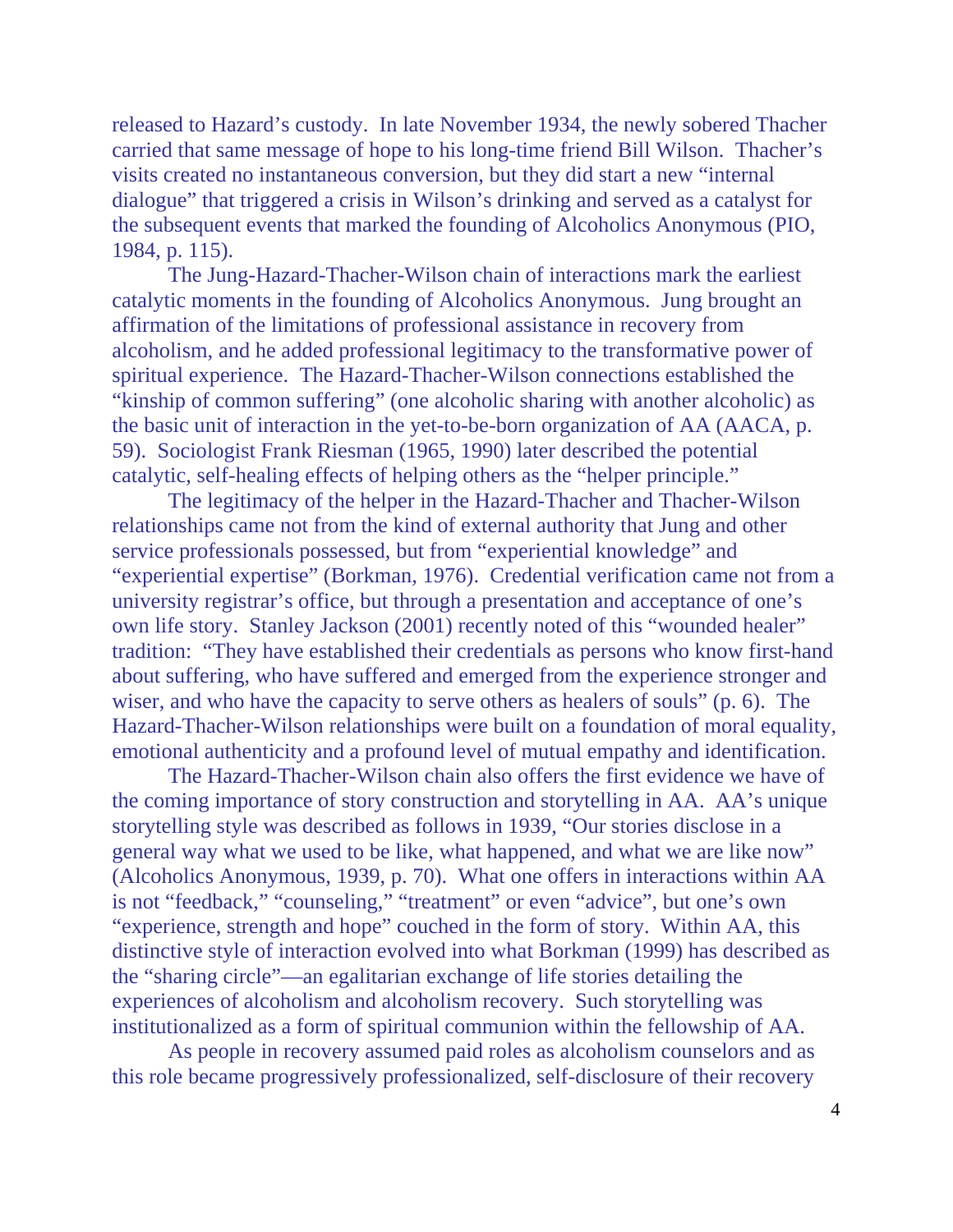released to Hazard's custody. In late November 1934, the newly sobered Thacher carried that same message of hope to his long-time friend Bill Wilson. Thacher's visits created no instantaneous conversion, but they did start a new "internal dialogue" that triggered a crisis in Wilson's drinking and served as a catalyst for the subsequent events that marked the founding of Alcoholics Anonymous (PIO, 1984, p. 115).

The Jung-Hazard-Thacher-Wilson chain of interactions mark the earliest catalytic moments in the founding of Alcoholics Anonymous. Jung brought an affirmation of the limitations of professional assistance in recovery from alcoholism, and he added professional legitimacy to the transformative power of spiritual experience. The Hazard-Thacher-Wilson connections established the "kinship of common suffering" (one alcoholic sharing with another alcoholic) as the basic unit of interaction in the yet-to-be-born organization of AA (AACA, p. 59). Sociologist Frank Riesman (1965, 1990) later described the potential catalytic, self-healing effects of helping others as the "helper principle."

The legitimacy of the helper in the Hazard-Thacher and Thacher-Wilson relationships came not from the kind of external authority that Jung and other service professionals possessed, but from "experiential knowledge" and "experiential expertise" (Borkman, 1976). Credential verification came not from a university registrar's office, but through a presentation and acceptance of one's own life story. Stanley Jackson (2001) recently noted of this "wounded healer" tradition: "They have established their credentials as persons who know first-hand about suffering, who have suffered and emerged from the experience stronger and wiser, and who have the capacity to serve others as healers of souls" (p. 6). The Hazard-Thacher-Wilson relationships were built on a foundation of moral equality, emotional authenticity and a profound level of mutual empathy and identification.

The Hazard-Thacher-Wilson chain also offers the first evidence we have of the coming importance of story construction and storytelling in AA. AA's unique storytelling style was described as follows in 1939, "Our stories disclose in a general way what we used to be like, what happened, and what we are like now" (Alcoholics Anonymous, 1939, p. 70). What one offers in interactions within AA is not "feedback," "counseling," "treatment" or even "advice", but one's own "experience, strength and hope" couched in the form of story. Within AA, this distinctive style of interaction evolved into what Borkman (1999) has described as the "sharing circle"—an egalitarian exchange of life stories detailing the experiences of alcoholism and alcoholism recovery. Such storytelling was institutionalized as a form of spiritual communion within the fellowship of AA.

As people in recovery assumed paid roles as alcoholism counselors and as this role became progressively professionalized, self-disclosure of their recovery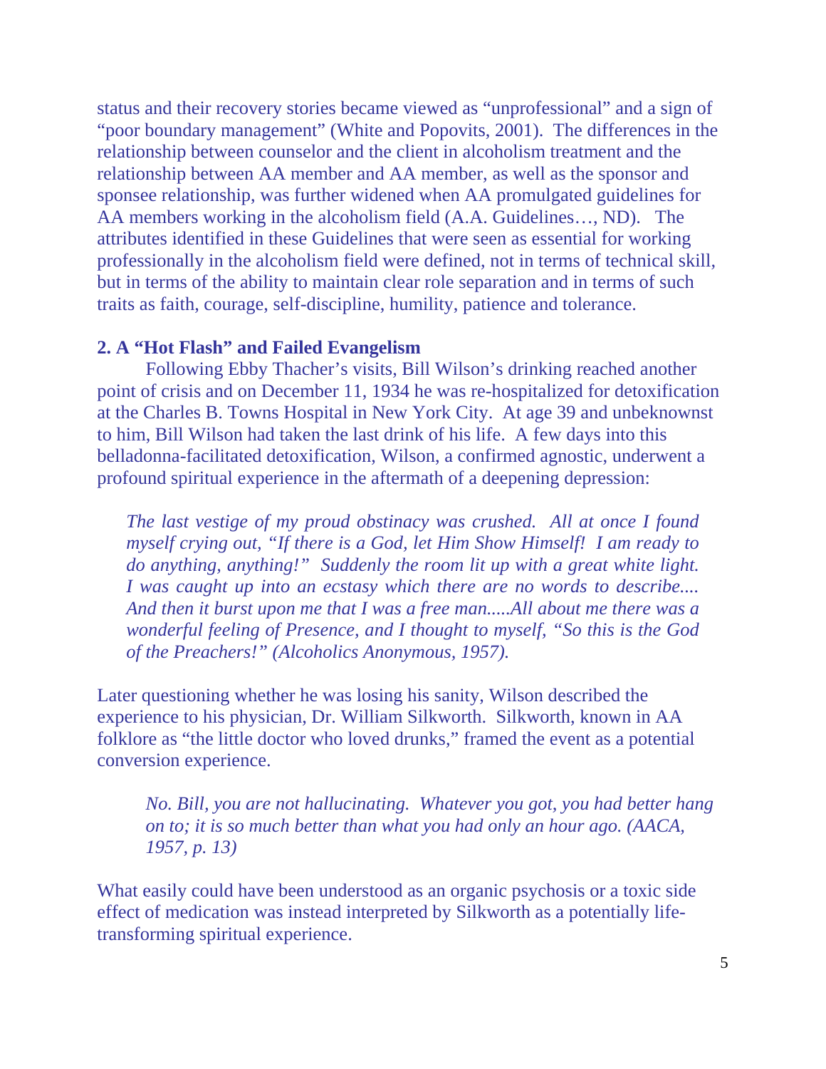status and their recovery stories became viewed as "unprofessional" and a sign of "poor boundary management" (White and Popovits, 2001). The differences in the relationship between counselor and the client in alcoholism treatment and the relationship between AA member and AA member, as well as the sponsor and sponsee relationship, was further widened when AA promulgated guidelines for AA members working in the alcoholism field (A.A. Guidelines…, ND). The attributes identified in these Guidelines that were seen as essential for working professionally in the alcoholism field were defined, not in terms of technical skill, but in terms of the ability to maintain clear role separation and in terms of such traits as faith, courage, self-discipline, humility, patience and tolerance.

### 2. A "Hot Flash" and Failed Evangelism

Following Ebby Thacher's visits, Bill Wilson's drinking reached another point of crisis and on December 11, 1934 he was re-hospitalized for detoxification at the Charles B. Towns Hospital in New York City. At age 39 and unbeknownst to him, Bill Wilson had taken the last drink of his life. A few days into this belladonna-facilitated detoxification, Wilson, a confirmed agnostic, underwent a profound spiritual experience in the aftermath of a deepening depression:

> *The last vestige of my proud obstinacy was crushed. All at once I found myself crying out, "If there is a God, let Him Show Himself! I am ready to do anything, anything!" Suddenly the room lit up with a great white light. I was caught up into an ecstasy which there are no words to describe.... And then it burst upon me that I was a free man.....All about me there was a wonderful feeling of Presence, and I thought to myself, "So this is the God of the Preachers!" (Alcoholics Anonymous, 1957).*

Later questioning whether he was losing his sanity, Wilson described the experience to his physician, Dr. William Silkworth. Silkworth, known in AA folklore as "the little doctor who loved drunks," framed the event as a potential conversion experience.

> *No. Bill, you are not hallucinating. Whatever you got, you had better hang on to; it is so much better than what you had only an hour ago. (AACA, 1957, p. 13)*

What easily could have been understood as an organic psychosis or a toxic side effect of medication was instead interpreted by Silkworth as a potentially life-transforming spiritual experience.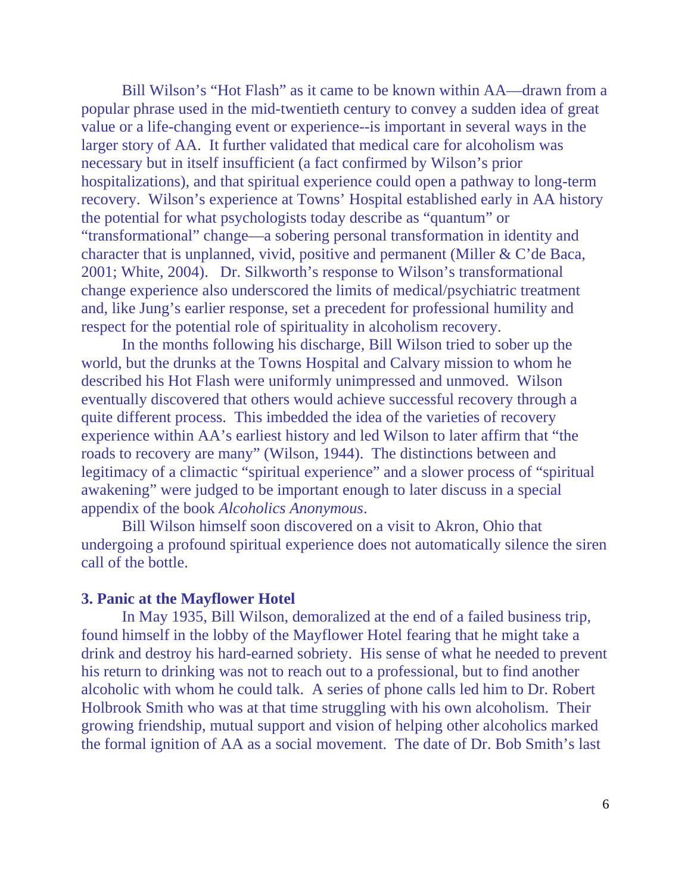Bill Wilson's "Hot Flash" as it came to be known within AA—drawn from a popular phrase used in the mid-twentieth century to convey a sudden idea of great value or a life-changing event or experience--is important in several ways in the larger story of AA. It further validated that medical care for alcoholism was necessary but in itself insufficient (a fact confirmed by Wilson's prior hospitalizations), and that spiritual experience could open a pathway to long-term recovery. Wilson's experience at Towns' Hospital established early in AA history the potential for what psychologists today describe as "quantum" or "transformational" change—a sobering personal transformation in identity and character that is unplanned, vivid, positive and permanent (Miller & C'de Baca, 2001; White, 2004). Dr. Silkworth's response to Wilson's transformational change experience also underscored the limits of medical/psychiatric treatment and, like Jung's earlier response, set a precedent for professional humility and respect for the potential role of spirituality in alcoholism recovery.

In the months following his discharge, Bill Wilson tried to sober up the world, but the drunks at the Towns Hospital and Calvary mission to whom he described his Hot Flash were uniformly unimpressed and unmoved. Wilson eventually discovered that others would achieve successful recovery through a quite different process. This imbedded the idea of the varieties of recovery experience within AA's earliest history and led Wilson to later affirm that "the roads to recovery are many" (Wilson, 1944). The distinctions between and legitimacy of a climactic "spiritual experience" and a slower process of "spiritual awakening" were judged to be important enough to later discuss in a special appendix of the book *Alcoholics Anonymous*.

Bill Wilson himself soon discovered on a visit to Akron, Ohio that undergoing a profound spiritual experience does not automatically silence the siren call of the bottle.

### 3. Panic at the Mayflower Hotel

In May 1935, Bill Wilson, demoralized at the end of a failed business trip, found himself in the lobby of the Mayflower Hotel fearing that he might take a drink and destroy his hard-earned sobriety. His sense of what he needed to prevent his return to drinking was not to reach out to a professional, but to find another alcoholic with whom he could talk. A series of phone calls led him to Dr. Robert Holbrook Smith who was at that time struggling with his own alcoholism. Their growing friendship, mutual support and vision of helping other alcoholics marked the formal ignition of AA as a social movement. The date of Dr. Bob Smith's last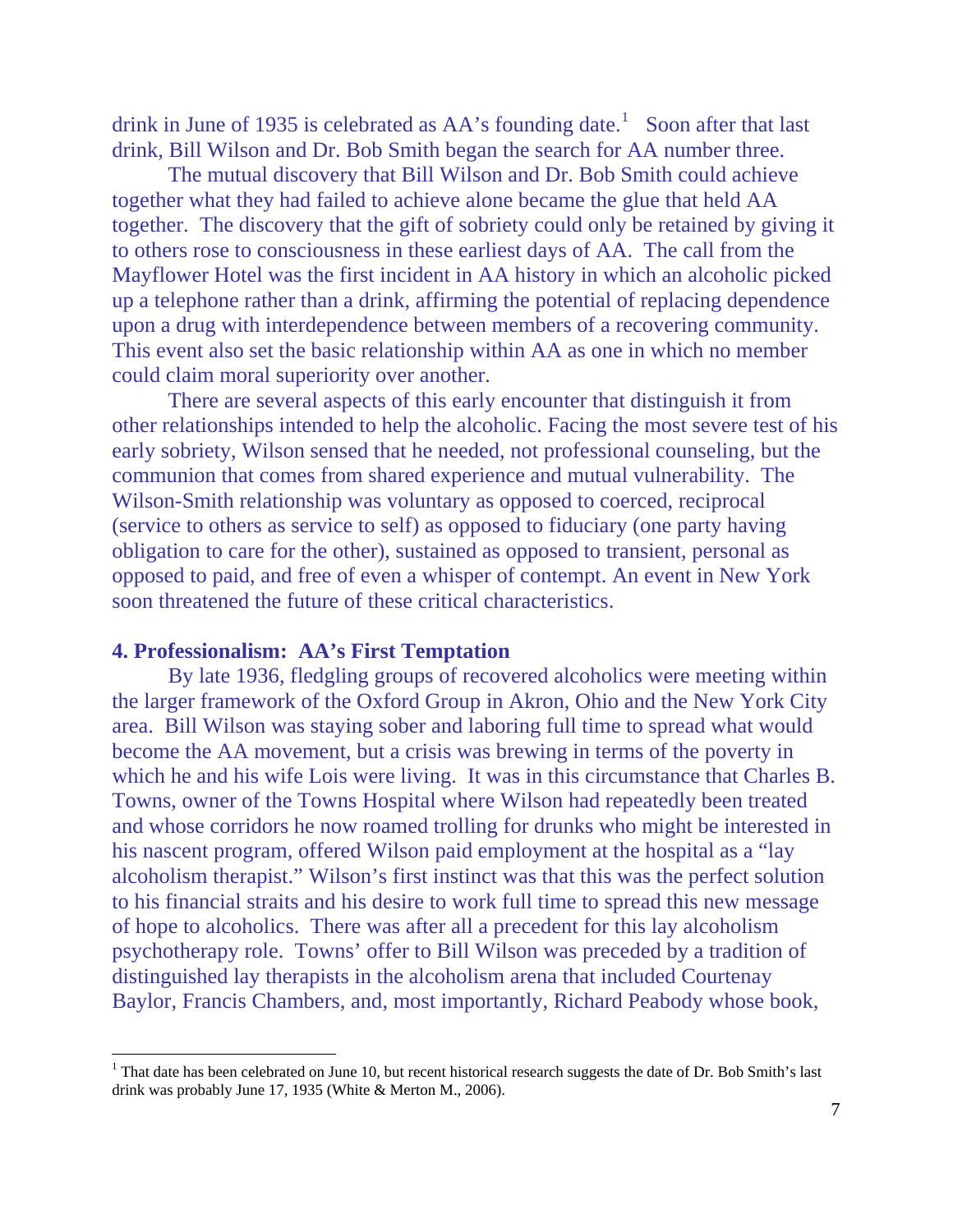drink in June of 1935 is celebrated as AA's founding date.[1] Soon after that last drink, Bill Wilson and Dr. Bob Smith began the search for AA number three.

The mutual discovery that Bill Wilson and Dr. Bob Smith could achieve together what they had failed to achieve alone became the glue that held AA together. The discovery that the gift of sobriety could only be retained by giving it to others rose to consciousness in these earliest days of AA. The call from the Mayflower Hotel was the first incident in AA history in which an alcoholic picked up a telephone rather than a drink, affirming the potential of replacing dependence upon a drug with interdependence between members of a recovering community. This event also set the basic relationship within AA as one in which no member could claim moral superiority over another.

There are several aspects of this early encounter that distinguish it from other relationships intended to help the alcoholic. Facing the most severe test of his early sobriety, Wilson sensed that he needed, not professional counseling, but the communion that comes from shared experience and mutual vulnerability. The Wilson-Smith relationship was voluntary as opposed to coerced, reciprocal (service to others as service to self) as opposed to fiduciary (one party having obligation to care for the other), sustained as opposed to transient, personal as opposed to paid, and free of even a whisper of contempt. An event in New York soon threatened the future of these critical characteristics.

## 4. Professionalism: AA's First Temptation

By late 1936, fledgling groups of recovered alcoholics were meeting within the larger framework of the Oxford Group in Akron, Ohio and the New York City area. Bill Wilson was staying sober and laboring full time to spread what would become the AA movement, but a crisis was brewing in terms of the poverty in which he and his wife Lois were living. It was in this circumstance that Charles B. Towns, owner of the Towns Hospital where Wilson had repeatedly been treated and whose corridors he now roamed trolling for drunks who might be interested in his nascent program, offered Wilson paid employment at the hospital as a "lay alcoholism therapist." Wilson's first instinct was that this was the perfect solution to his financial straits and his desire to work full time to spread this new message of hope to alcoholics. There was after all a precedent for this lay alcoholism psychotherapy role. Towns' offer to Bill Wilson was preceded by a tradition of distinguished lay therapists in the alcoholism arena that included Courtenay Baylor, Francis Chambers, and, most importantly, Richard Peabody whose book,

---

[1] That date has been celebrated on June 10, but recent historical research suggests the date of Dr. Bob Smith's last drink was probably June 17, 1935 (White & Merton M., 2006).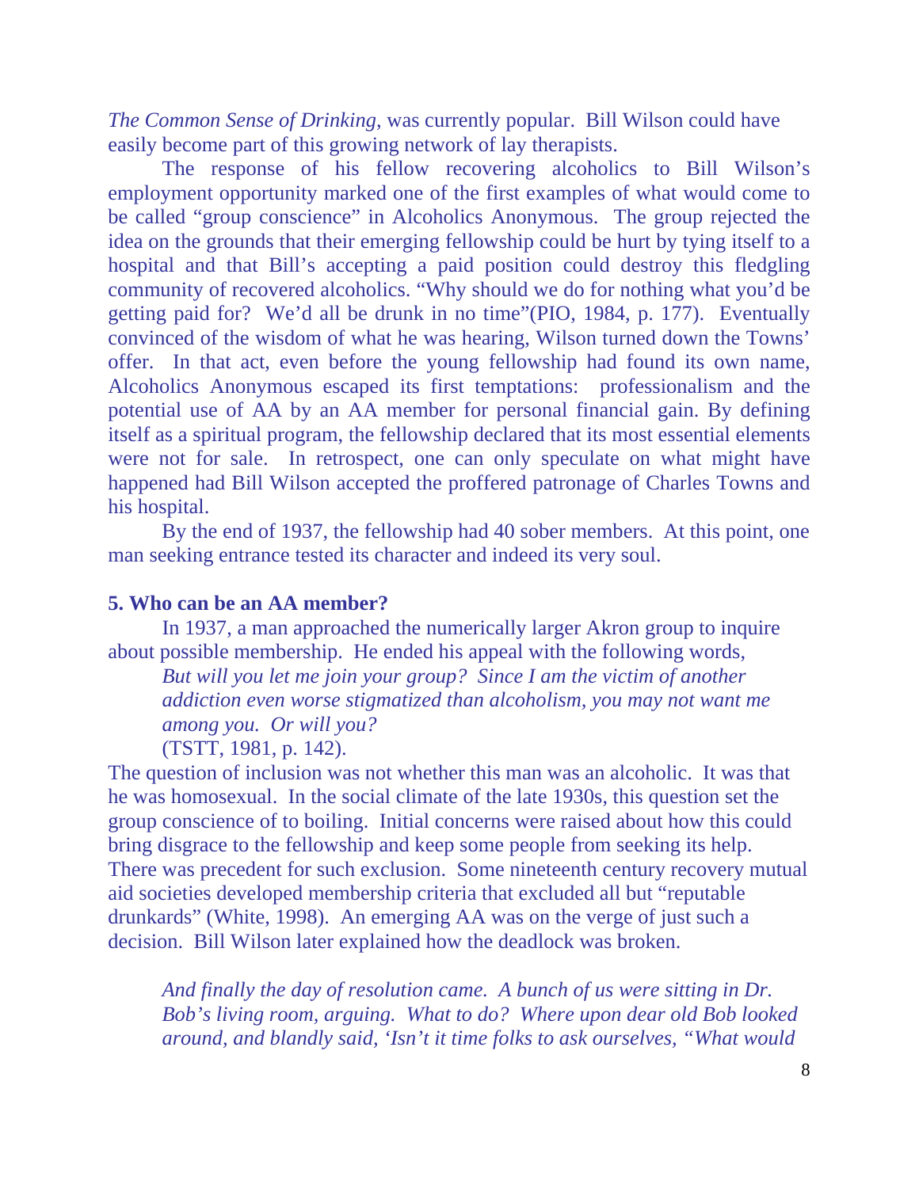*The Common Sense of Drinking*, was currently popular. Bill Wilson could have easily become part of this growing network of lay therapists.

The response of his fellow recovering alcoholics to Bill Wilson's employment opportunity marked one of the first examples of what would come to be called "group conscience" in Alcoholics Anonymous. The group rejected the idea on the grounds that their emerging fellowship could be hurt by tying itself to a hospital and that Bill's accepting a paid position could destroy this fledgling community of recovered alcoholics. "Why should we do for nothing what you'd be getting paid for? We'd all be drunk in no time"(PIO, 1984, p. 177). Eventually convinced of the wisdom of what he was hearing, Wilson turned down the Towns' offer. In that act, even before the young fellowship had found its own name, Alcoholics Anonymous escaped its first temptations: professionalism and the potential use of AA by an AA member for personal financial gain. By defining itself as a spiritual program, the fellowship declared that its most essential elements were not for sale. In retrospect, one can only speculate on what might have happened had Bill Wilson accepted the proffered patronage of Charles Towns and his hospital.

By the end of 1937, the fellowship had 40 sober members. At this point, one man seeking entrance tested its character and indeed its very soul.

**5. Who can be an AA member?**

In 1937, a man approached the numerically larger Akron group to inquire about possible membership. He ended his appeal with the following words,

> *But will you let me join your group? Since I am the victim of another addiction even worse stigmatized than alcoholism, you may not want me among you. Or will you?*
> (TSTT, 1981, p. 142).

The question of inclusion was not whether this man was an alcoholic. It was that he was homosexual. In the social climate of the late 1930s, this question set the group conscience of to boiling. Initial concerns were raised about how this could bring disgrace to the fellowship and keep some people from seeking its help. There was precedent for such exclusion. Some nineteenth century recovery mutual aid societies developed membership criteria that excluded all but "reputable drunkards" (White, 1998). An emerging AA was on the verge of just such a decision. Bill Wilson later explained how the deadlock was broken.

> *And finally the day of resolution came. A bunch of us were sitting in Dr. Bob's living room, arguing. What to do? Where upon dear old Bob looked around, and blandly said, 'Isn't it time folks to ask ourselves, "What would*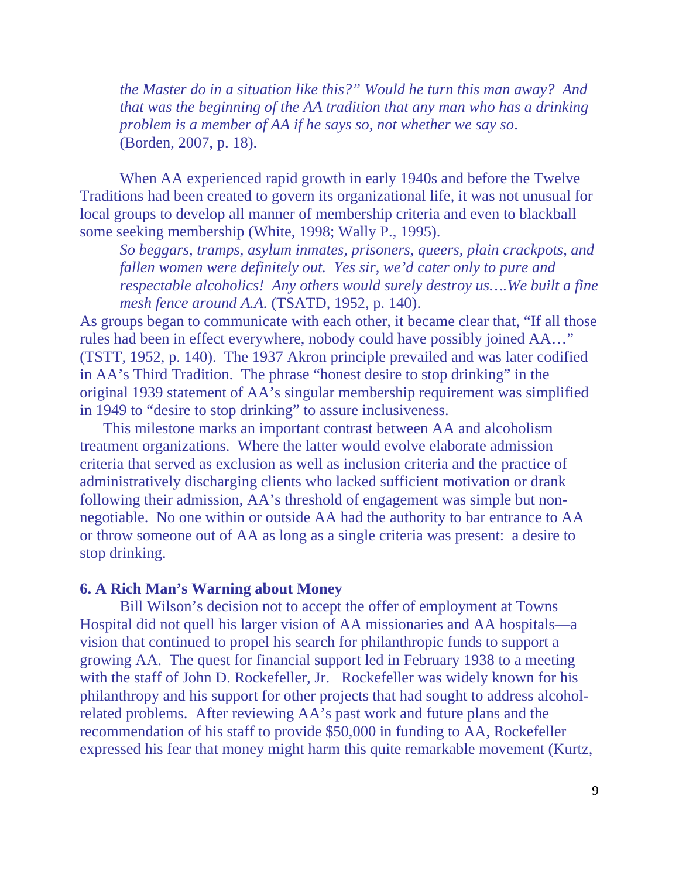*the Master do in a situation like this?" Would he turn this man away? And that was the beginning of the AA tradition that any man who has a drinking problem is a member of AA if he says so, not whether we say so*. (Borden, 2007, p. 18).

When AA experienced rapid growth in early 1940s and before the Twelve Traditions had been created to govern its organizational life, it was not unusual for local groups to develop all manner of membership criteria and even to blackball some seeking membership (White, 1998; Wally P., 1995).

*So beggars, tramps, asylum inmates, prisoners, queers, plain crackpots, and fallen women were definitely out. Yes sir, we'd cater only to pure and respectable alcoholics! Any others would surely destroy us….We built a fine mesh fence around A.A.* (TSATD, 1952, p. 140).

As groups began to communicate with each other, it became clear that, "If all those rules had been in effect everywhere, nobody could have possibly joined AA…" (TSTT, 1952, p. 140). The 1937 Akron principle prevailed and was later codified in AA's Third Tradition. The phrase "honest desire to stop drinking" in the original 1939 statement of AA's singular membership requirement was simplified in 1949 to "desire to stop drinking" to assure inclusiveness.

This milestone marks an important contrast between AA and alcoholism treatment organizations. Where the latter would evolve elaborate admission criteria that served as exclusion as well as inclusion criteria and the practice of administratively discharging clients who lacked sufficient motivation or drank following their admission, AA's threshold of engagement was simple but non-negotiable. No one within or outside AA had the authority to bar entrance to AA or throw someone out of AA as long as a single criteria was present: a desire to stop drinking.

**6. A Rich Man's Warning about Money**

Bill Wilson's decision not to accept the offer of employment at Towns Hospital did not quell his larger vision of AA missionaries and AA hospitals—a vision that continued to propel his search for philanthropic funds to support a growing AA. The quest for financial support led in February 1938 to a meeting with the staff of John D. Rockefeller, Jr. Rockefeller was widely known for his philanthropy and his support for other projects that had sought to address alcohol-related problems. After reviewing AA's past work and future plans and the recommendation of his staff to provide $50,000 in funding to AA, Rockefeller expressed his fear that money might harm this quite remarkable movement (Kurtz,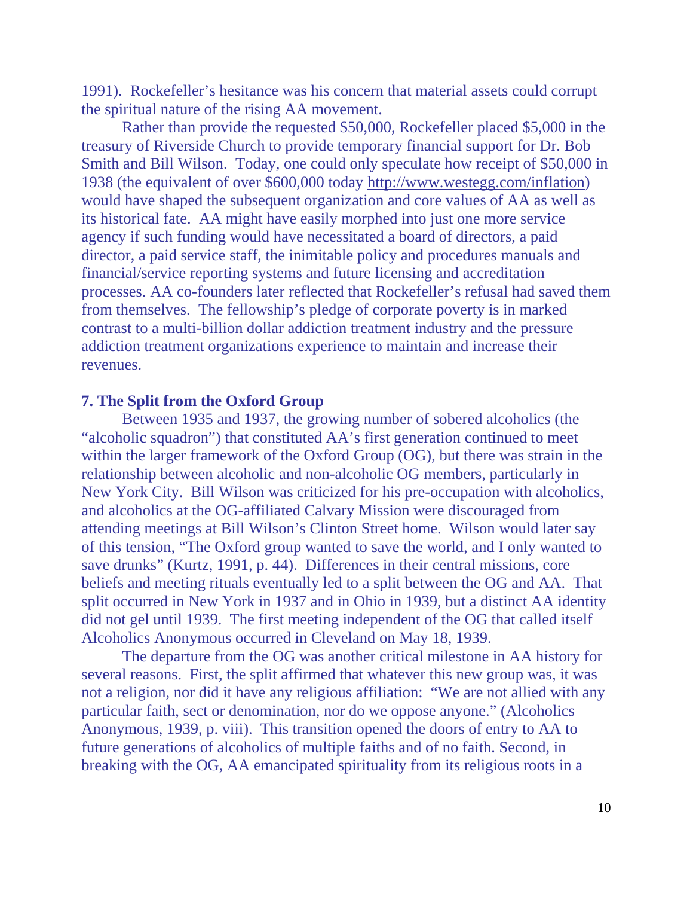1991). Rockefeller's hesitance was his concern that material assets could corrupt the spiritual nature of the rising AA movement.

Rather than provide the requested $50,000, Rockefeller placed $5,000 in the treasury of Riverside Church to provide temporary financial support for Dr. Bob Smith and Bill Wilson. Today, one could only speculate how receipt of $50,000 in 1938 (the equivalent of over $600,000 today http://www.westegg.com/inflation) would have shaped the subsequent organization and core values of AA as well as its historical fate. AA might have easily morphed into just one more service agency if such funding would have necessitated a board of directors, a paid director, a paid service staff, the inimitable policy and procedures manuals and financial/service reporting systems and future licensing and accreditation processes. AA co-founders later reflected that Rockefeller's refusal had saved them from themselves. The fellowship's pledge of corporate poverty is in marked contrast to a multi-billion dollar addiction treatment industry and the pressure addiction treatment organizations experience to maintain and increase their revenues.

### 7. The Split from the Oxford Group

Between 1935 and 1937, the growing number of sobered alcoholics (the "alcoholic squadron") that constituted AA's first generation continued to meet within the larger framework of the Oxford Group (OG), but there was strain in the relationship between alcoholic and non-alcoholic OG members, particularly in New York City. Bill Wilson was criticized for his pre-occupation with alcoholics, and alcoholics at the OG-affiliated Calvary Mission were discouraged from attending meetings at Bill Wilson's Clinton Street home. Wilson would later say of this tension, "The Oxford group wanted to save the world, and I only wanted to save drunks" (Kurtz, 1991, p. 44). Differences in their central missions, core beliefs and meeting rituals eventually led to a split between the OG and AA. That split occurred in New York in 1937 and in Ohio in 1939, but a distinct AA identity did not gel until 1939. The first meeting independent of the OG that called itself Alcoholics Anonymous occurred in Cleveland on May 18, 1939.

The departure from the OG was another critical milestone in AA history for several reasons. First, the split affirmed that whatever this new group was, it was not a religion, nor did it have any religious affiliation: "We are not allied with any particular faith, sect or denomination, nor do we oppose anyone." (Alcoholics Anonymous, 1939, p. viii). This transition opened the doors of entry to AA to future generations of alcoholics of multiple faiths and of no faith. Second, in breaking with the OG, AA emancipated spirituality from its religious roots in a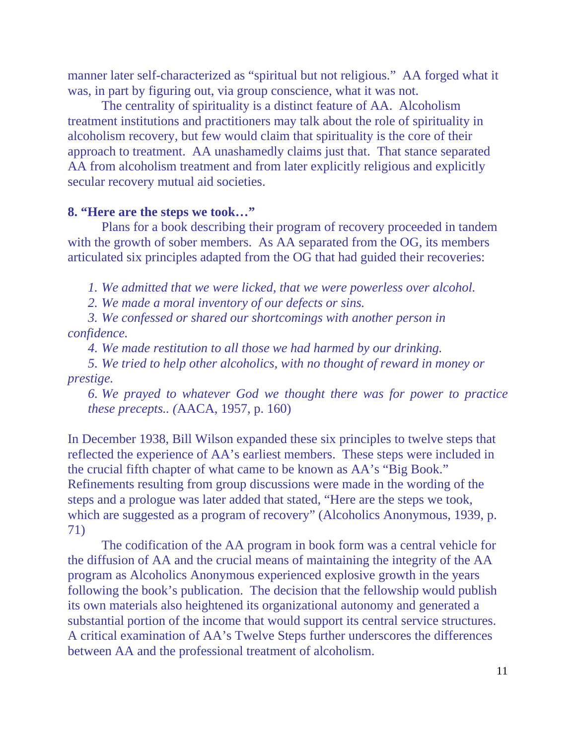manner later self-characterized as "spiritual but not religious." AA forged what it was, in part by figuring out, via group conscience, what it was not.

The centrality of spirituality is a distinct feature of AA. Alcoholism treatment institutions and practitioners may talk about the role of spirituality in alcoholism recovery, but few would claim that spirituality is the core of their approach to treatment. AA unashamedly claims just that. That stance separated AA from alcoholism treatment and from later explicitly religious and explicitly secular recovery mutual aid societies.

**8. "Here are the steps we took…"**

Plans for a book describing their program of recovery proceeded in tandem with the growth of sober members. As AA separated from the OG, its members articulated six principles adapted from the OG that had guided their recoveries:

1. *We admitted that we were licked, that we were powerless over alcohol.*
2. *We made a moral inventory of our defects or sins.*
3. *We confessed or shared our shortcomings with another person in confidence.*
4. *We made restitution to all those we had harmed by our drinking.*
5. *We tried to help other alcoholics, with no thought of reward in money or prestige.*
6. *We prayed to whatever God we thought there was for power to practice these precepts.. (*AACA, 1957, p. 160)

In December 1938, Bill Wilson expanded these six principles to twelve steps that reflected the experience of AA's earliest members. These steps were included in the crucial fifth chapter of what came to be known as AA's "Big Book." Refinements resulting from group discussions were made in the wording of the steps and a prologue was later added that stated, "Here are the steps we took, which are suggested as a program of recovery" (Alcoholics Anonymous, 1939, p. 71)

The codification of the AA program in book form was a central vehicle for the diffusion of AA and the crucial means of maintaining the integrity of the AA program as Alcoholics Anonymous experienced explosive growth in the years following the book's publication. The decision that the fellowship would publish its own materials also heightened its organizational autonomy and generated a substantial portion of the income that would support its central service structures. A critical examination of AA's Twelve Steps further underscores the differences between AA and the professional treatment of alcoholism.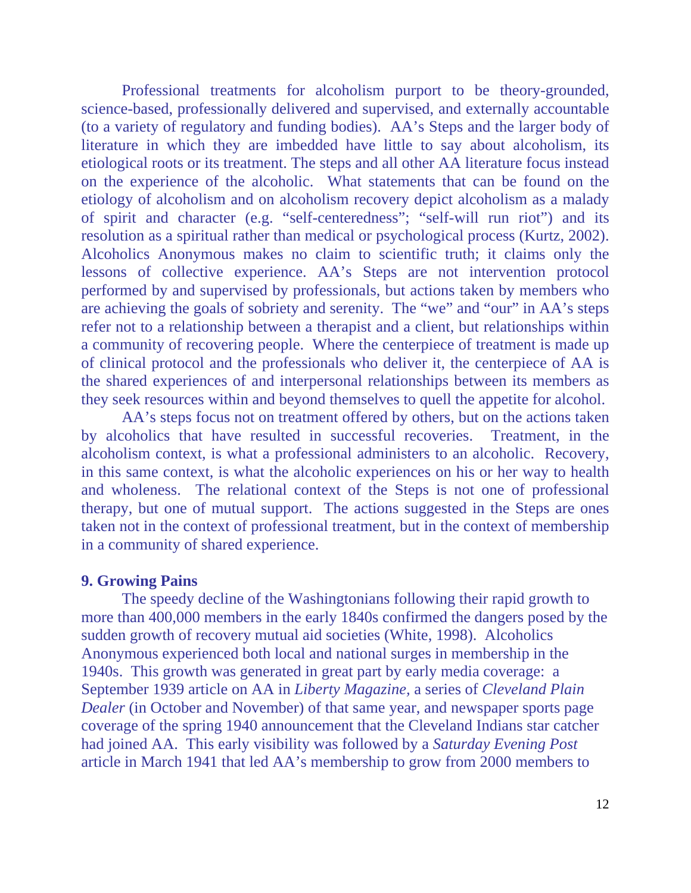Professional treatments for alcoholism purport to be theory-grounded, science-based, professionally delivered and supervised, and externally accountable (to a variety of regulatory and funding bodies). AA's Steps and the larger body of literature in which they are imbedded have little to say about alcoholism, its etiological roots or its treatment. The steps and all other AA literature focus instead on the experience of the alcoholic. What statements that can be found on the etiology of alcoholism and on alcoholism recovery depict alcoholism as a malady of spirit and character (e.g. "self-centeredness"; "self-will run riot") and its resolution as a spiritual rather than medical or psychological process (Kurtz, 2002). Alcoholics Anonymous makes no claim to scientific truth; it claims only the lessons of collective experience. AA's Steps are not intervention protocol performed by and supervised by professionals, but actions taken by members who are achieving the goals of sobriety and serenity. The "we" and "our" in AA's steps refer not to a relationship between a therapist and a client, but relationships within a community of recovering people. Where the centerpiece of treatment is made up of clinical protocol and the professionals who deliver it, the centerpiece of AA is the shared experiences of and interpersonal relationships between its members as they seek resources within and beyond themselves to quell the appetite for alcohol.

AA's steps focus not on treatment offered by others, but on the actions taken by alcoholics that have resulted in successful recoveries. Treatment, in the alcoholism context, is what a professional administers to an alcoholic. Recovery, in this same context, is what the alcoholic experiences on his or her way to health and wholeness. The relational context of the Steps is not one of professional therapy, but one of mutual support. The actions suggested in the Steps are ones taken not in the context of professional treatment, but in the context of membership in a community of shared experience.

### 9. Growing Pains

The speedy decline of the Washingtonians following their rapid growth to more than 400,000 members in the early 1840s confirmed the dangers posed by the sudden growth of recovery mutual aid societies (White, 1998). Alcoholics Anonymous experienced both local and national surges in membership in the 1940s. This growth was generated in great part by early media coverage: a September 1939 article on AA in *Liberty Magazine*, a series of *Cleveland Plain Dealer* (in October and November) of that same year, and newspaper sports page coverage of the spring 1940 announcement that the Cleveland Indians star catcher had joined AA. This early visibility was followed by a *Saturday Evening Post* article in March 1941 that led AA's membership to grow from 2000 members to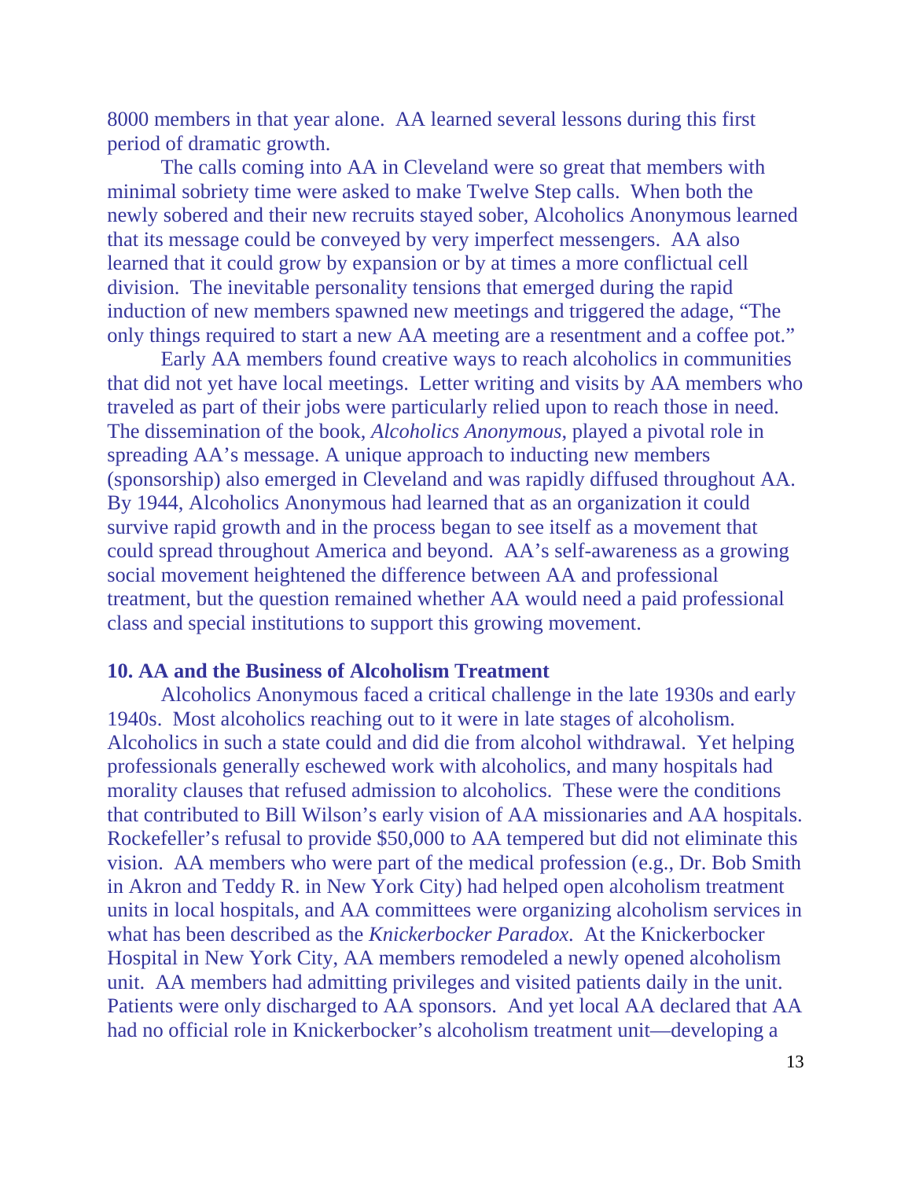8000 members in that year alone. AA learned several lessons during this first period of dramatic growth.

The calls coming into AA in Cleveland were so great that members with minimal sobriety time were asked to make Twelve Step calls. When both the newly sobered and their new recruits stayed sober, Alcoholics Anonymous learned that its message could be conveyed by very imperfect messengers. AA also learned that it could grow by expansion or by at times a more conflictual cell division. The inevitable personality tensions that emerged during the rapid induction of new members spawned new meetings and triggered the adage, "The only things required to start a new AA meeting are a resentment and a coffee pot."

Early AA members found creative ways to reach alcoholics in communities that did not yet have local meetings. Letter writing and visits by AA members who traveled as part of their jobs were particularly relied upon to reach those in need. The dissemination of the book, *Alcoholics Anonymous*, played a pivotal role in spreading AA's message. A unique approach to inducting new members (sponsorship) also emerged in Cleveland and was rapidly diffused throughout AA. By 1944, Alcoholics Anonymous had learned that as an organization it could survive rapid growth and in the process began to see itself as a movement that could spread throughout America and beyond. AA's self-awareness as a growing social movement heightened the difference between AA and professional treatment, but the question remained whether AA would need a paid professional class and special institutions to support this growing movement.

## 10. AA and the Business of Alcoholism Treatment

Alcoholics Anonymous faced a critical challenge in the late 1930s and early 1940s. Most alcoholics reaching out to it were in late stages of alcoholism. Alcoholics in such a state could and did die from alcohol withdrawal. Yet helping professionals generally eschewed work with alcoholics, and many hospitals had morality clauses that refused admission to alcoholics. These were the conditions that contributed to Bill Wilson's early vision of AA missionaries and AA hospitals. Rockefeller's refusal to provide $50,000 to AA tempered but did not eliminate this vision. AA members who were part of the medical profession (e.g., Dr. Bob Smith in Akron and Teddy R. in New York City) had helped open alcoholism treatment units in local hospitals, and AA committees were organizing alcoholism services in what has been described as the *Knickerbocker Paradox*. At the Knickerbocker Hospital in New York City, AA members remodeled a newly opened alcoholism unit. AA members had admitting privileges and visited patients daily in the unit. Patients were only discharged to AA sponsors. And yet local AA declared that AA had no official role in Knickerbocker's alcoholism treatment unit—developing a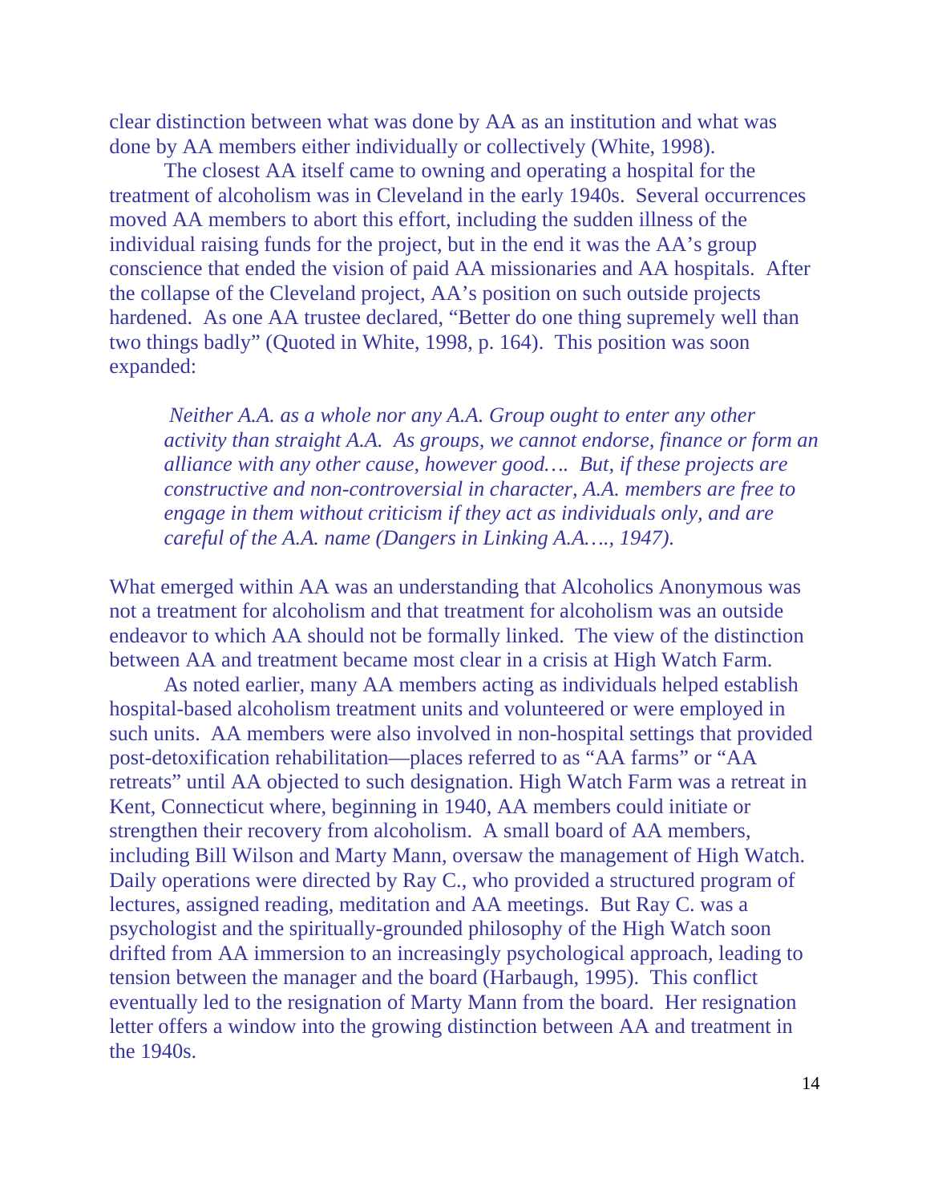clear distinction between what was done by AA as an institution and what was done by AA members either individually or collectively (White, 1998).

The closest AA itself came to owning and operating a hospital for the treatment of alcoholism was in Cleveland in the early 1940s. Several occurrences moved AA members to abort this effort, including the sudden illness of the individual raising funds for the project, but in the end it was the AA's group conscience that ended the vision of paid AA missionaries and AA hospitals. After the collapse of the Cleveland project, AA's position on such outside projects hardened. As one AA trustee declared, "Better do one thing supremely well than two things badly" (Quoted in White, 1998, p. 164). This position was soon expanded:

> *Neither A.A. as a whole nor any A.A. Group ought to enter any other activity than straight A.A. As groups, we cannot endorse, finance or form an alliance with any other cause, however good…. But, if these projects are constructive and non-controversial in character, A.A. members are free to engage in them without criticism if they act as individuals only, and are careful of the A.A. name (Dangers in Linking A.A…., 1947).*

What emerged within AA was an understanding that Alcoholics Anonymous was not a treatment for alcoholism and that treatment for alcoholism was an outside endeavor to which AA should not be formally linked. The view of the distinction between AA and treatment became most clear in a crisis at High Watch Farm.

As noted earlier, many AA members acting as individuals helped establish hospital-based alcoholism treatment units and volunteered or were employed in such units. AA members were also involved in non-hospital settings that provided post-detoxification rehabilitation—places referred to as "AA farms" or "AA retreats" until AA objected to such designation. High Watch Farm was a retreat in Kent, Connecticut where, beginning in 1940, AA members could initiate or strengthen their recovery from alcoholism. A small board of AA members, including Bill Wilson and Marty Mann, oversaw the management of High Watch. Daily operations were directed by Ray C., who provided a structured program of lectures, assigned reading, meditation and AA meetings. But Ray C. was a psychologist and the spiritually-grounded philosophy of the High Watch soon drifted from AA immersion to an increasingly psychological approach, leading to tension between the manager and the board (Harbaugh, 1995). This conflict eventually led to the resignation of Marty Mann from the board. Her resignation letter offers a window into the growing distinction between AA and treatment in the 1940s.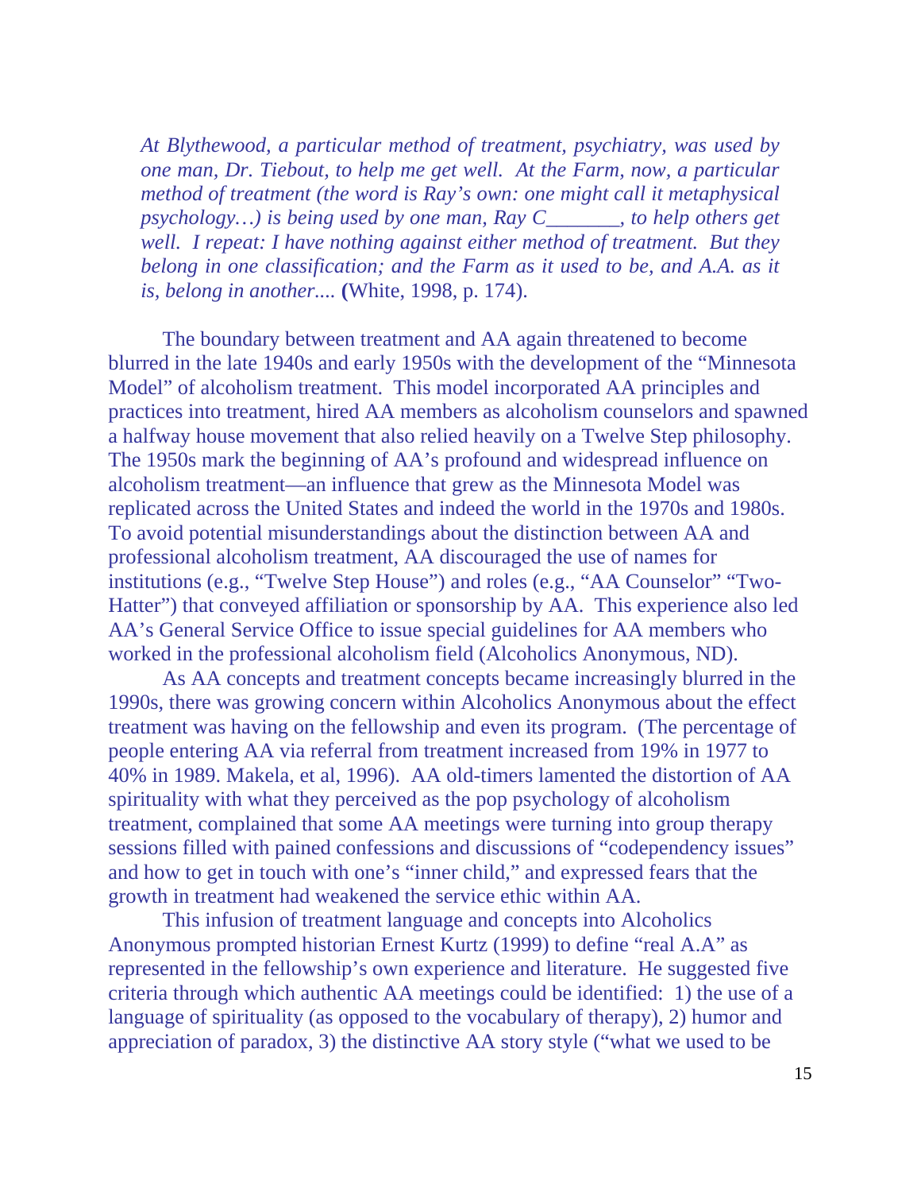*At Blythewood, a particular method of treatment, psychiatry, was used by one man, Dr. Tiebout, to help me get well. At the Farm, now, a particular method of treatment (the word is Ray's own: one might call it metaphysical psychology…) is being used by one man, Ray C_______, to help others get well. I repeat: I have nothing against either method of treatment. But they belong in one classification; and the Farm as it used to be, and A.A. as it is, belong in another....* **(**White, 1998, p. 174).

The boundary between treatment and AA again threatened to become blurred in the late 1940s and early 1950s with the development of the "Minnesota Model" of alcoholism treatment. This model incorporated AA principles and practices into treatment, hired AA members as alcoholism counselors and spawned a halfway house movement that also relied heavily on a Twelve Step philosophy. The 1950s mark the beginning of AA's profound and widespread influence on alcoholism treatment—an influence that grew as the Minnesota Model was replicated across the United States and indeed the world in the 1970s and 1980s. To avoid potential misunderstandings about the distinction between AA and professional alcoholism treatment, AA discouraged the use of names for institutions (e.g., "Twelve Step House") and roles (e.g., "AA Counselor" "Two-Hatter") that conveyed affiliation or sponsorship by AA. This experience also led AA's General Service Office to issue special guidelines for AA members who worked in the professional alcoholism field (Alcoholics Anonymous, ND).

As AA concepts and treatment concepts became increasingly blurred in the 1990s, there was growing concern within Alcoholics Anonymous about the effect treatment was having on the fellowship and even its program. (The percentage of people entering AA via referral from treatment increased from 19% in 1977 to 40% in 1989. Makela, et al, 1996). AA old-timers lamented the distortion of AA spirituality with what they perceived as the pop psychology of alcoholism treatment, complained that some AA meetings were turning into group therapy sessions filled with pained confessions and discussions of "codependency issues" and how to get in touch with one's "inner child," and expressed fears that the growth in treatment had weakened the service ethic within AA.

This infusion of treatment language and concepts into Alcoholics Anonymous prompted historian Ernest Kurtz (1999) to define "real A.A" as represented in the fellowship's own experience and literature. He suggested five criteria through which authentic AA meetings could be identified: 1) the use of a language of spirituality (as opposed to the vocabulary of therapy), 2) humor and appreciation of paradox, 3) the distinctive AA story style ("what we used to be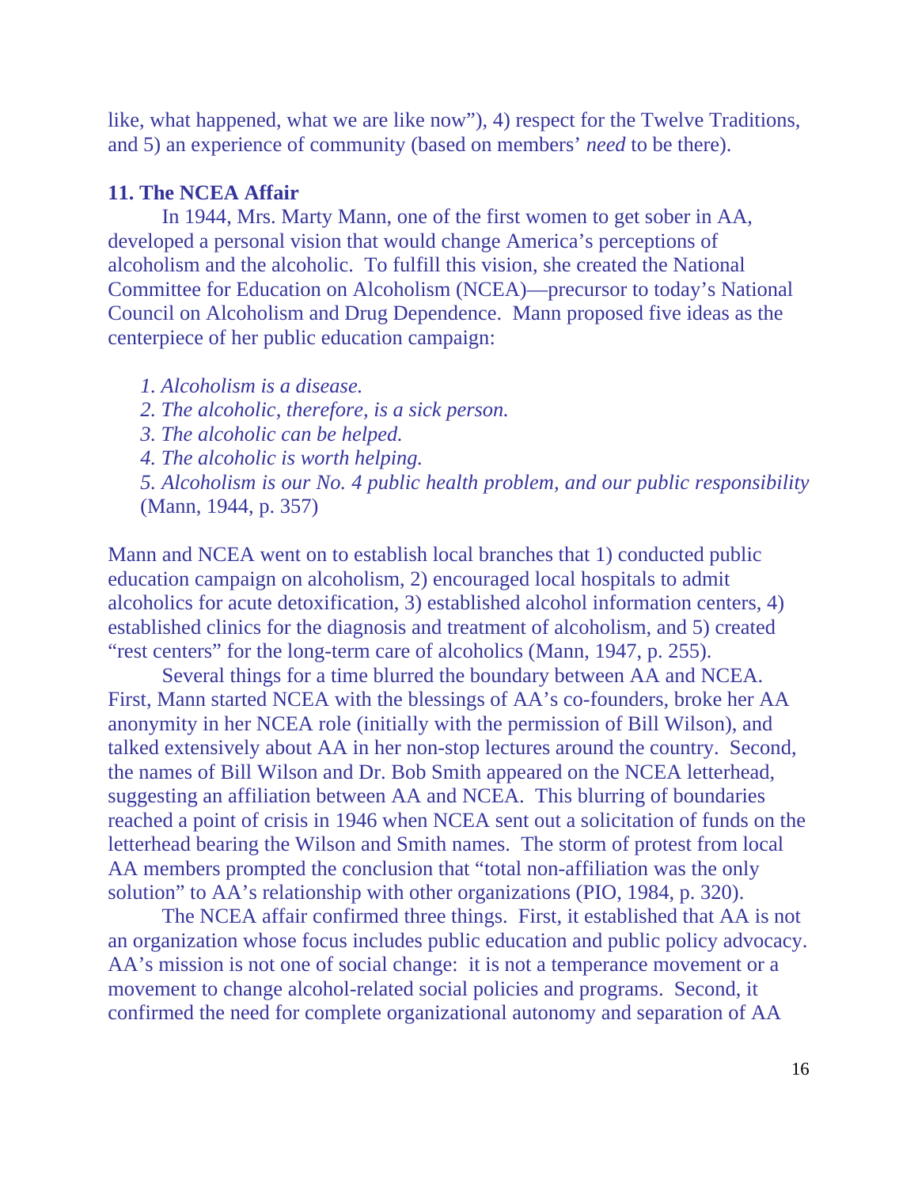like, what happened, what we are like now"), 4) respect for the Twelve Traditions, and 5) an experience of community (based on members' *need* to be there).

**11. The NCEA Affair**

In 1944, Mrs. Marty Mann, one of the first women to get sober in AA, developed a personal vision that would change America's perceptions of alcoholism and the alcoholic. To fulfill this vision, she created the National Committee for Education on Alcoholism (NCEA)—precursor to today's National Council on Alcoholism and Drug Dependence. Mann proposed five ideas as the centerpiece of her public education campaign:

*1. Alcoholism is a disease.*
*2. The alcoholic, therefore, is a sick person.*
*3. The alcoholic can be helped.*
*4. The alcoholic is worth helping.*
*5. Alcoholism is our No. 4 public health problem, and our public responsibility* (Mann, 1944, p. 357)

Mann and NCEA went on to establish local branches that 1) conducted public education campaign on alcoholism, 2) encouraged local hospitals to admit alcoholics for acute detoxification, 3) established alcohol information centers, 4) established clinics for the diagnosis and treatment of alcoholism, and 5) created "rest centers" for the long-term care of alcoholics (Mann, 1947, p. 255).

Several things for a time blurred the boundary between AA and NCEA. First, Mann started NCEA with the blessings of AA's co-founders, broke her AA anonymity in her NCEA role (initially with the permission of Bill Wilson), and talked extensively about AA in her non-stop lectures around the country. Second, the names of Bill Wilson and Dr. Bob Smith appeared on the NCEA letterhead, suggesting an affiliation between AA and NCEA. This blurring of boundaries reached a point of crisis in 1946 when NCEA sent out a solicitation of funds on the letterhead bearing the Wilson and Smith names. The storm of protest from local AA members prompted the conclusion that "total non-affiliation was the only solution" to AA's relationship with other organizations (PIO, 1984, p. 320).

The NCEA affair confirmed three things. First, it established that AA is not an organization whose focus includes public education and public policy advocacy. AA's mission is not one of social change: it is not a temperance movement or a movement to change alcohol-related social policies and programs. Second, it confirmed the need for complete organizational autonomy and separation of AA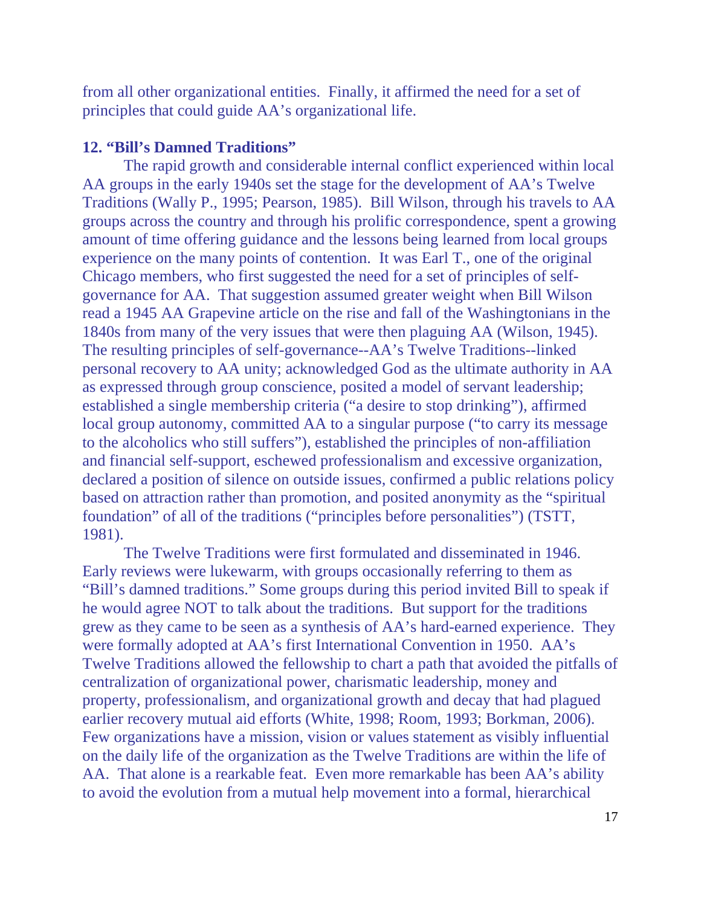from all other organizational entities.  Finally, it affirmed the need for a set of principles that could guide AA's organizational life.

### 12. "Bill's Damned Traditions"

The rapid growth and considerable internal conflict experienced within local AA groups in the early 1940s set the stage for the development of AA's Twelve Traditions (Wally P., 1995; Pearson, 1985).  Bill Wilson, through his travels to AA groups across the country and through his prolific correspondence, spent a growing amount of time offering guidance and the lessons being learned from local groups experience on the many points of contention.  It was Earl T., one of the original Chicago members, who first suggested the need for a set of principles of self-governance for AA.  That suggestion assumed greater weight when Bill Wilson read a 1945 AA Grapevine article on the rise and fall of the Washingtonians in the 1840s from many of the very issues that were then plaguing AA (Wilson, 1945).  The resulting principles of self-governance--AA's Twelve Traditions--linked personal recovery to AA unity; acknowledged God as the ultimate authority in AA as expressed through group conscience, posited a model of servant leadership; established a single membership criteria ("a desire to stop drinking"), affirmed local group autonomy, committed AA to a singular purpose ("to carry its message to the alcoholics who still suffers"), established the principles of non-affiliation and financial self-support, eschewed professionalism and excessive organization, declared a position of silence on outside issues, confirmed a public relations policy based on attraction rather than promotion, and posited anonymity as the "spiritual foundation" of all of the traditions ("principles before personalities") (TSTT, 1981).

The Twelve Traditions were first formulated and disseminated in 1946.  Early reviews were lukewarm, with groups occasionally referring to them as "Bill's damned traditions." Some groups during this period invited Bill to speak if he would agree NOT to talk about the traditions.  But support for the traditions grew as they came to be seen as a synthesis of AA's hard-earned experience.  They were formally adopted at AA's first International Convention in 1950.  AA's Twelve Traditions allowed the fellowship to chart a path that avoided the pitfalls of centralization of organizational power, charismatic leadership, money and property, professionalism, and organizational growth and decay that had plagued earlier recovery mutual aid efforts (White, 1998; Room, 1993; Borkman, 2006).  Few organizations have a mission, vision or values statement as visibly influential on the daily life of the organization as the Twelve Traditions are within the life of AA.  That alone is a rearkable feat.  Even more remarkable has been AA's ability to avoid the evolution from a mutual help movement into a formal, hierarchical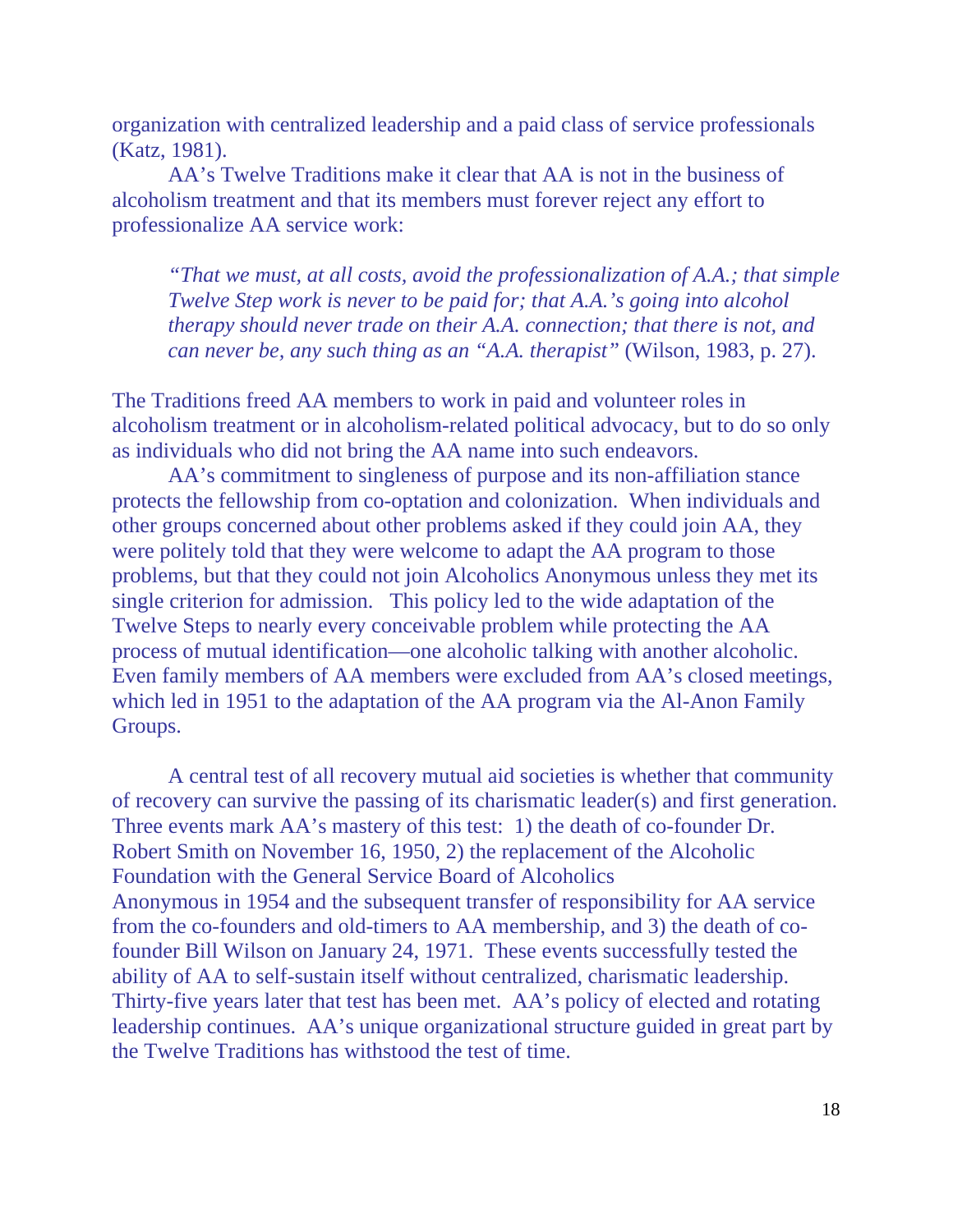organization with centralized leadership and a paid class of service professionals (Katz, 1981).

AA's Twelve Traditions make it clear that AA is not in the business of alcoholism treatment and that its members must forever reject any effort to professionalize AA service work:

> *"That we must, at all costs, avoid the professionalization of A.A.; that simple Twelve Step work is never to be paid for; that A.A.'s going into alcohol therapy should never trade on their A.A. connection; that there is not, and can never be, any such thing as an "A.A. therapist"* (Wilson, 1983, p. 27).

The Traditions freed AA members to work in paid and volunteer roles in alcoholism treatment or in alcoholism-related political advocacy, but to do so only as individuals who did not bring the AA name into such endeavors.

AA's commitment to singleness of purpose and its non-affiliation stance protects the fellowship from co-optation and colonization. When individuals and other groups concerned about other problems asked if they could join AA, they were politely told that they were welcome to adapt the AA program to those problems, but that they could not join Alcoholics Anonymous unless they met its single criterion for admission. This policy led to the wide adaptation of the Twelve Steps to nearly every conceivable problem while protecting the AA process of mutual identification—one alcoholic talking with another alcoholic. Even family members of AA members were excluded from AA's closed meetings, which led in 1951 to the adaptation of the AA program via the Al-Anon Family Groups.

A central test of all recovery mutual aid societies is whether that community of recovery can survive the passing of its charismatic leader(s) and first generation. Three events mark AA's mastery of this test: 1) the death of co-founder Dr. Robert Smith on November 16, 1950, 2) the replacement of the Alcoholic Foundation with the General Service Board of Alcoholics Anonymous in 1954 and the subsequent transfer of responsibility for AA service from the co-founders and old-timers to AA membership, and 3) the death of co-founder Bill Wilson on January 24, 1971. These events successfully tested the ability of AA to self-sustain itself without centralized, charismatic leadership. Thirty-five years later that test has been met. AA's policy of elected and rotating leadership continues. AA's unique organizational structure guided in great part by the Twelve Traditions has withstood the test of time.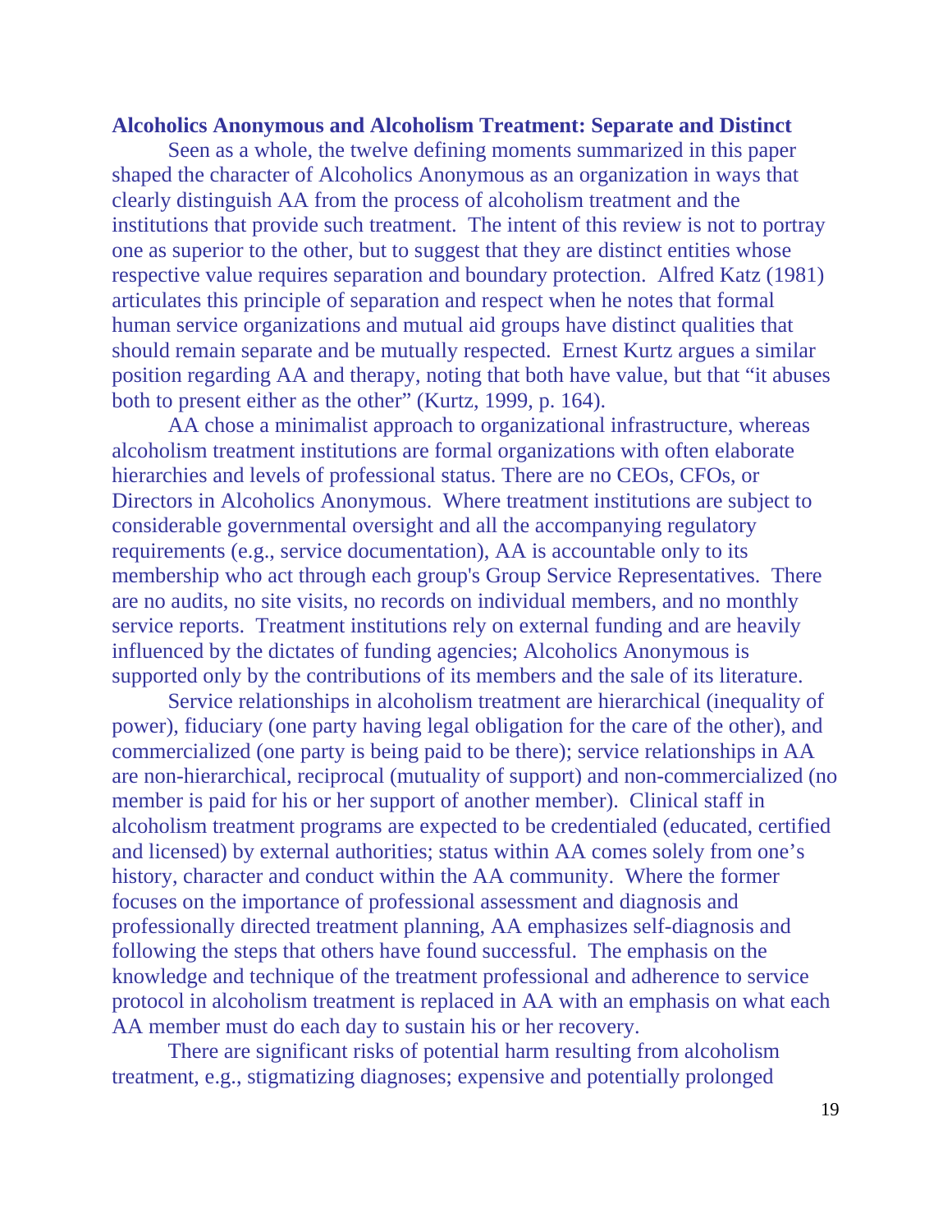**Alcoholics Anonymous and Alcoholism Treatment: Separate and Distinct**

Seen as a whole, the twelve defining moments summarized in this paper shaped the character of Alcoholics Anonymous as an organization in ways that clearly distinguish AA from the process of alcoholism treatment and the institutions that provide such treatment. The intent of this review is not to portray one as superior to the other, but to suggest that they are distinct entities whose respective value requires separation and boundary protection. Alfred Katz (1981) articulates this principle of separation and respect when he notes that formal human service organizations and mutual aid groups have distinct qualities that should remain separate and be mutually respected. Ernest Kurtz argues a similar position regarding AA and therapy, noting that both have value, but that "it abuses both to present either as the other" (Kurtz, 1999, p. 164).

AA chose a minimalist approach to organizational infrastructure, whereas alcoholism treatment institutions are formal organizations with often elaborate hierarchies and levels of professional status. There are no CEOs, CFOs, or Directors in Alcoholics Anonymous. Where treatment institutions are subject to considerable governmental oversight and all the accompanying regulatory requirements (e.g., service documentation), AA is accountable only to its membership who act through each group's Group Service Representatives. There are no audits, no site visits, no records on individual members, and no monthly service reports. Treatment institutions rely on external funding and are heavily influenced by the dictates of funding agencies; Alcoholics Anonymous is supported only by the contributions of its members and the sale of its literature.

Service relationships in alcoholism treatment are hierarchical (inequality of power), fiduciary (one party having legal obligation for the care of the other), and commercialized (one party is being paid to be there); service relationships in AA are non-hierarchical, reciprocal (mutuality of support) and non-commercialized (no member is paid for his or her support of another member). Clinical staff in alcoholism treatment programs are expected to be credentialed (educated, certified and licensed) by external authorities; status within AA comes solely from one's history, character and conduct within the AA community. Where the former focuses on the importance of professional assessment and diagnosis and professionally directed treatment planning, AA emphasizes self-diagnosis and following the steps that others have found successful. The emphasis on the knowledge and technique of the treatment professional and adherence to service protocol in alcoholism treatment is replaced in AA with an emphasis on what each AA member must do each day to sustain his or her recovery.

There are significant risks of potential harm resulting from alcoholism treatment, e.g., stigmatizing diagnoses; expensive and potentially prolonged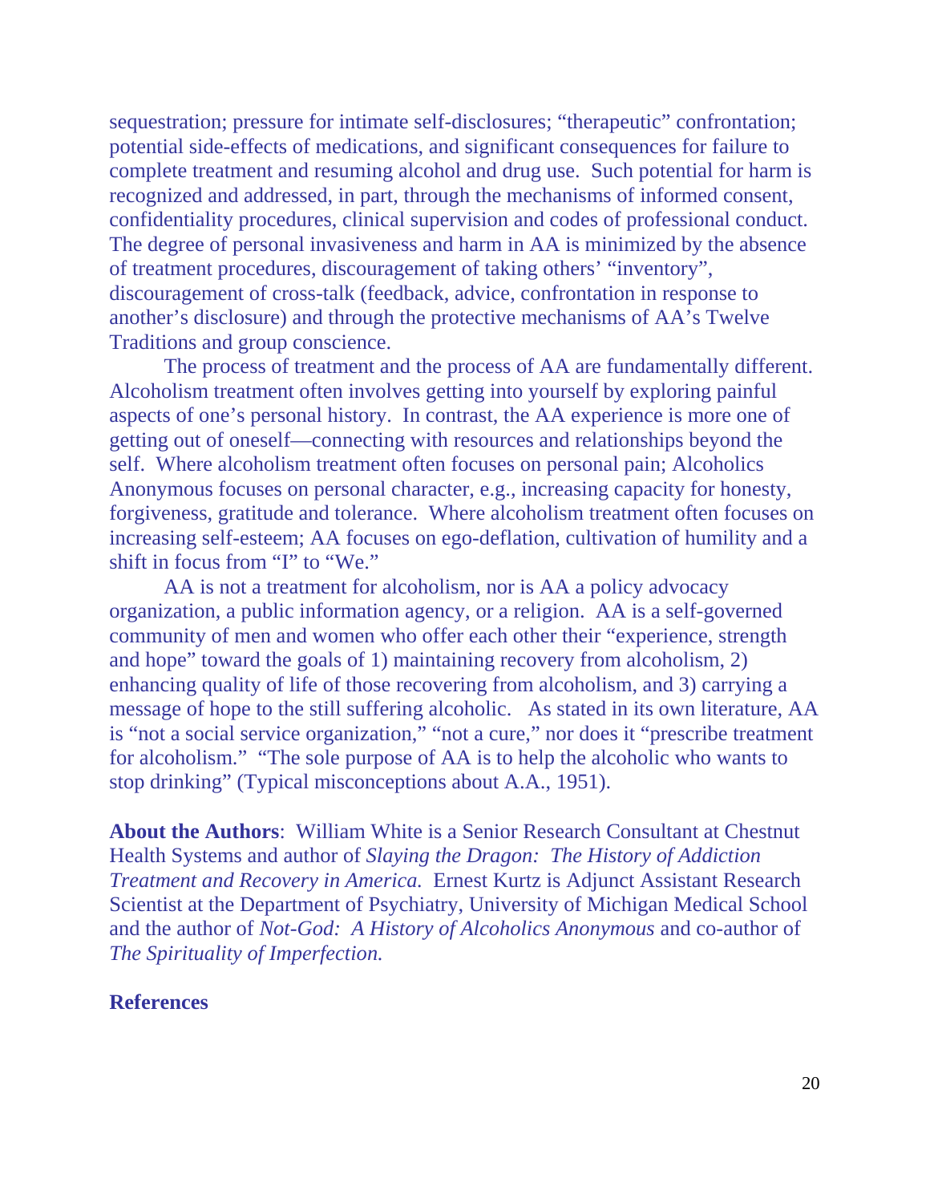sequestration; pressure for intimate self-disclosures; "therapeutic" confrontation; potential side-effects of medications, and significant consequences for failure to complete treatment and resuming alcohol and drug use. Such potential for harm is recognized and addressed, in part, through the mechanisms of informed consent, confidentiality procedures, clinical supervision and codes of professional conduct. The degree of personal invasiveness and harm in AA is minimized by the absence of treatment procedures, discouragement of taking others' "inventory", discouragement of cross-talk (feedback, advice, confrontation in response to another's disclosure) and through the protective mechanisms of AA's Twelve Traditions and group conscience.

The process of treatment and the process of AA are fundamentally different. Alcoholism treatment often involves getting into yourself by exploring painful aspects of one's personal history. In contrast, the AA experience is more one of getting out of oneself—connecting with resources and relationships beyond the self. Where alcoholism treatment often focuses on personal pain; Alcoholics Anonymous focuses on personal character, e.g., increasing capacity for honesty, forgiveness, gratitude and tolerance. Where alcoholism treatment often focuses on increasing self-esteem; AA focuses on ego-deflation, cultivation of humility and a shift in focus from "I" to "We."

AA is not a treatment for alcoholism, nor is AA a policy advocacy organization, a public information agency, or a religion. AA is a self-governed community of men and women who offer each other their "experience, strength and hope" toward the goals of 1) maintaining recovery from alcoholism, 2) enhancing quality of life of those recovering from alcoholism, and 3) carrying a message of hope to the still suffering alcoholic. As stated in its own literature, AA is "not a social service organization," "not a cure," nor does it "prescribe treatment for alcoholism." "The sole purpose of AA is to help the alcoholic who wants to stop drinking" (Typical misconceptions about A.A., 1951).

**About the Authors**: William White is a Senior Research Consultant at Chestnut Health Systems and author of *Slaying the Dragon: The History of Addiction Treatment and Recovery in America.* Ernest Kurtz is Adjunct Assistant Research Scientist at the Department of Psychiatry, University of Michigan Medical School and the author of *Not-God: A History of Alcoholics Anonymous* and co-author of *The Spirituality of Imperfection.*

**References**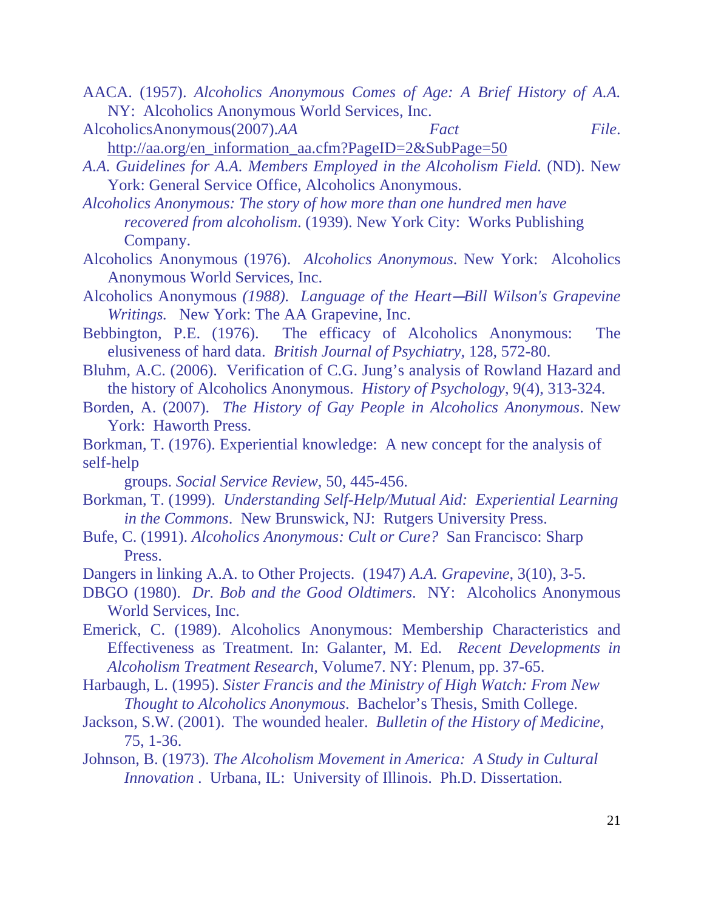AACA. (1957). *Alcoholics Anonymous Comes of Age: A Brief History of A.A.* NY: Alcoholics Anonymous World Services, Inc.

AlcoholicsAnonymous(2007).*AA Fact File*. http://aa.org/en_information_aa.cfm?PageID=2&SubPage=50

*A.A. Guidelines for A.A. Members Employed in the Alcoholism Field.* (ND). New York: General Service Office, Alcoholics Anonymous.

*Alcoholics Anonymous: The story of how more than one hundred men have recovered from alcoholism*. (1939). New York City: Works Publishing Company.

Alcoholics Anonymous (1976). *Alcoholics Anonymous*. New York: Alcoholics Anonymous World Services, Inc.

Alcoholics Anonymous *(1988). Language of the Heart—Bill Wilson's Grapevine Writings.* New York: The AA Grapevine, Inc.

Bebbington, P.E. (1976). The efficacy of Alcoholics Anonymous: The elusiveness of hard data. *British Journal of Psychiatry*, 128, 572-80.

Bluhm, A.C. (2006). Verification of C.G. Jung's analysis of Rowland Hazard and the history of Alcoholics Anonymous. *History of Psychology*, 9(4), 313-324.

Borden, A. (2007). *The History of Gay People in Alcoholics Anonymous*. New York: Haworth Press.

Borkman, T. (1976). Experiential knowledge: A new concept for the analysis of self-help groups. *Social Service Review*, 50, 445-456.

Borkman, T. (1999). *Understanding Self-Help/Mutual Aid: Experiential Learning in the Commons*. New Brunswick, NJ: Rutgers University Press.

Bufe, C. (1991). *Alcoholics Anonymous: Cult or Cure?* San Francisco: Sharp Press.

Dangers in linking A.A. to Other Projects. (1947) *A.A. Grapevine*, 3(10), 3-5.

DBGO (1980). *Dr. Bob and the Good Oldtimers*. NY: Alcoholics Anonymous World Services, Inc.

Emerick, C. (1989). Alcoholics Anonymous: Membership Characteristics and Effectiveness as Treatment. In: Galanter, M. Ed. *Recent Developments in Alcoholism Treatment Research,* Volume7. NY: Plenum, pp. 37-65.

Harbaugh, L. (1995). *Sister Francis and the Ministry of High Watch: From New Thought to Alcoholics Anonymous*. Bachelor's Thesis, Smith College.

Jackson, S.W. (2001). The wounded healer. *Bulletin of the History of Medicine*, 75, 1-36.

Johnson, B. (1973). *The Alcoholism Movement in America: A Study in Cultural Innovation* . Urbana, IL: University of Illinois. Ph.D. Dissertation.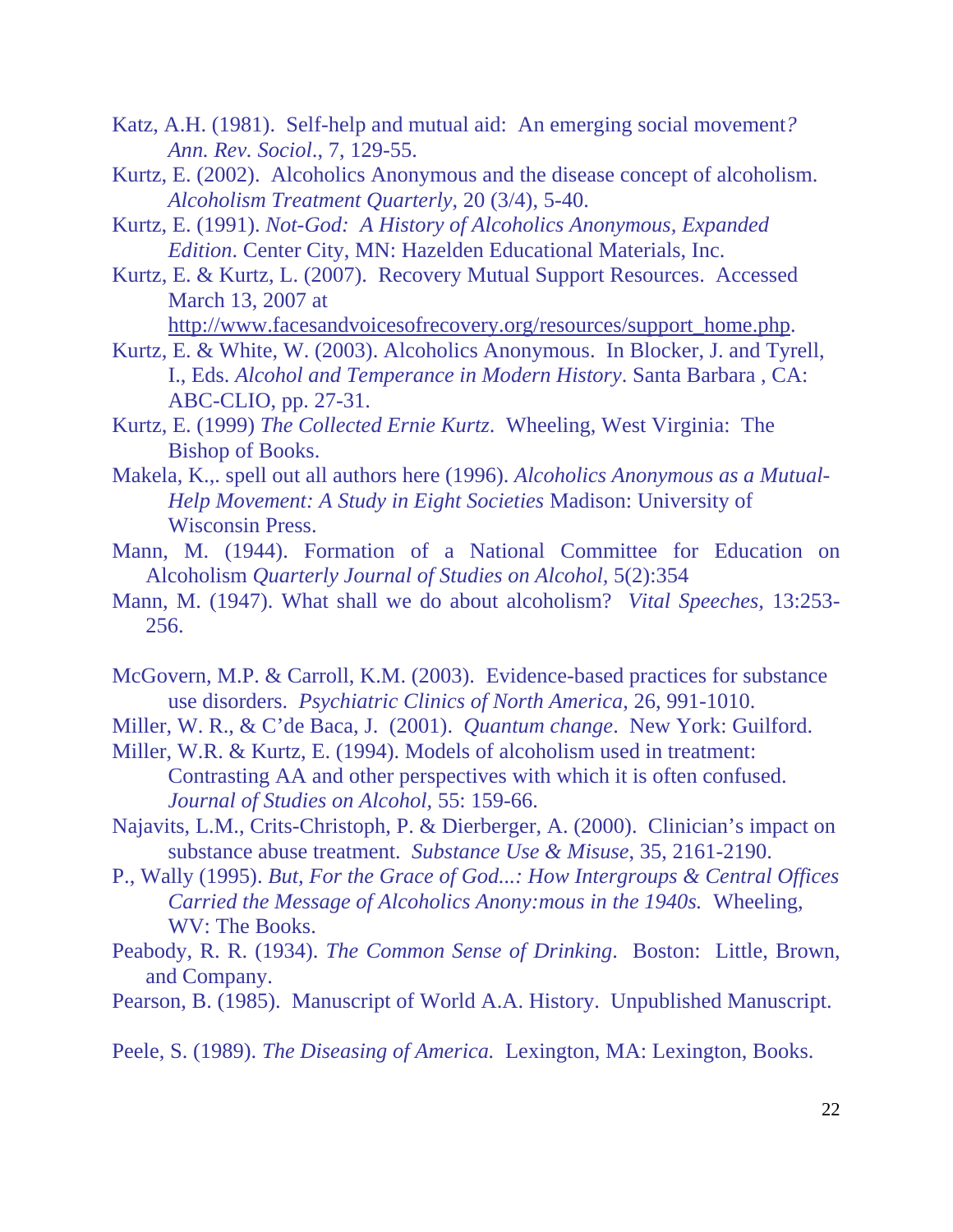Katz, A.H. (1981). Self-help and mutual aid: An emerging social movement*?* *Ann. Rev. Sociol*., 7, 129-55.

Kurtz, E. (2002). Alcoholics Anonymous and the disease concept of alcoholism. *Alcoholism Treatment Quarterly,* 20 (3/4), 5-40.

Kurtz, E. (1991). *Not-God: A History of Alcoholics Anonymous, Expanded Edition*. Center City, MN: Hazelden Educational Materials, Inc.

Kurtz, E. & Kurtz, L. (2007). Recovery Mutual Support Resources. Accessed March 13, 2007 at http://www.facesandvoicesofrecovery.org/resources/support_home.php.

Kurtz, E. & White, W. (2003). Alcoholics Anonymous. In Blocker, J. and Tyrell, I., Eds. *Alcohol and Temperance in Modern History*. Santa Barbara , CA: ABC-CLIO, pp. 27-31.

Kurtz, E. (1999) *The Collected Ernie Kurtz*. Wheeling, West Virginia: The Bishop of Books.

Makela, K.,. spell out all authors here (1996). *Alcoholics Anonymous as a Mutual-Help Movement: A Study in Eight Societies* Madison: University of Wisconsin Press.

Mann, M. (1944). Formation of a National Committee for Education on Alcoholism *Quarterly Journal of Studies on Alcohol,* 5(2):354

Mann, M. (1947). What shall we do about alcoholism? *Vital Speeches*, 13:253-256.

McGovern, M.P. & Carroll, K.M. (2003). Evidence-based practices for substance use disorders. *Psychiatric Clinics of North America*, 26, 991-1010.

Miller, W. R., & C'de Baca, J. (2001). *Quantum change*. New York: Guilford.

Miller, W.R. & Kurtz, E. (1994). Models of alcoholism used in treatment: Contrasting AA and other perspectives with which it is often confused. *Journal of Studies on Alcohol,* 55: 159-66.

Najavits, L.M., Crits-Christoph, P. & Dierberger, A. (2000). Clinician's impact on substance abuse treatment. *Substance Use & Misuse*, 35, 2161-2190.

P., Wally (1995). *But, For the Grace of God...: How Intergroups & Central Offices Carried the Message of Alcoholics Anony:mous in the 1940s.* Wheeling, WV: The Books.

Peabody, R. R. (1934). *The Common Sense of Drinking*. Boston: Little, Brown, and Company.

Pearson, B. (1985). Manuscript of World A.A. History. Unpublished Manuscript.

Peele, S. (1989). *The Diseasing of America.* Lexington, MA: Lexington, Books.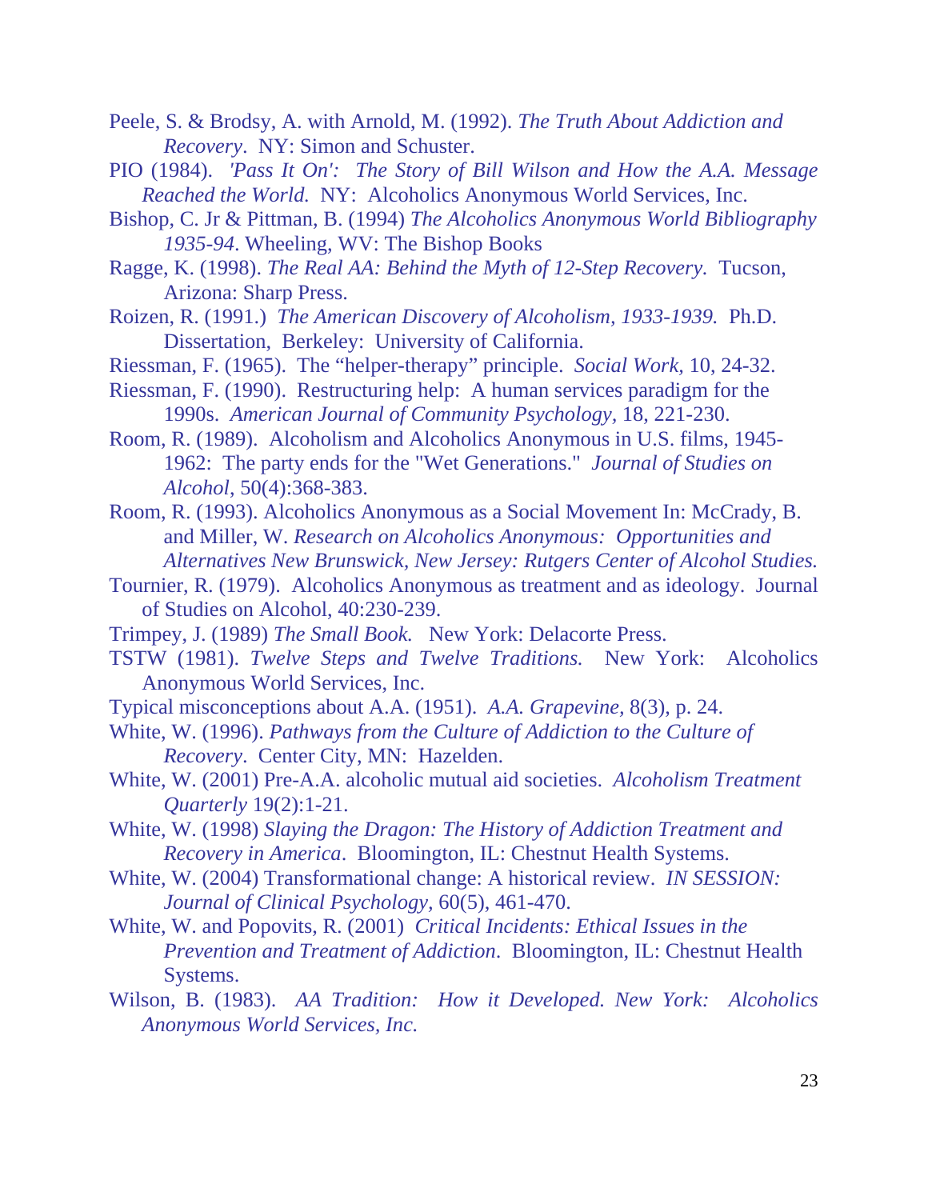Peele, S. & Brodsy, A. with Arnold, M. (1992). *The Truth About Addiction and Recovery*. NY: Simon and Schuster.

PIO (1984). *'Pass It On': The Story of Bill Wilson and How the A.A. Message Reached the World.* NY: Alcoholics Anonymous World Services, Inc.

Bishop, C. Jr & Pittman, B. (1994) *The Alcoholics Anonymous World Bibliography 1935-94*. Wheeling, WV: The Bishop Books

Ragge, K. (1998). *The Real AA: Behind the Myth of 12-Step Recovery*. Tucson, Arizona: Sharp Press.

Roizen, R. (1991.) *The American Discovery of Alcoholism, 1933-1939.* Ph.D. Dissertation, Berkeley: University of California.

Riessman, F. (1965). The "helper-therapy" principle. *Social Work,* 10, 24-32.

Riessman, F. (1990). Restructuring help: A human services paradigm for the 1990s. *American Journal of Community Psychology,* 18, 221-230.

Room, R. (1989). Alcoholism and Alcoholics Anonymous in U.S. films, 1945-1962: The party ends for the "Wet Generations." *Journal of Studies on Alcohol*, 50(4):368-383.

Room, R. (1993). Alcoholics Anonymous as a Social Movement In: McCrady, B. and Miller, W. *Research on Alcoholics Anonymous: Opportunities and Alternatives New Brunswick, New Jersey: Rutgers Center of Alcohol Studies.*

Tournier, R. (1979). Alcoholics Anonymous as treatment and as ideology. Journal of Studies on Alcohol, 40:230-239.

Trimpey, J. (1989) *The Small Book.* New York: Delacorte Press.

TSTW (1981). *Twelve Steps and Twelve Traditions.* New York: Alcoholics Anonymous World Services, Inc.

Typical misconceptions about A.A. (1951). *A.A. Grapevine,* 8(3), p. 24.

White, W. (1996). *Pathways from the Culture of Addiction to the Culture of Recovery*. Center City, MN: Hazelden.

White, W. (2001) Pre-A.A. alcoholic mutual aid societies. *Alcoholism Treatment Quarterly* 19(2):1-21.

White, W. (1998) *Slaying the Dragon: The History of Addiction Treatment and Recovery in America*. Bloomington, IL: Chestnut Health Systems.

White, W. (2004) Transformational change: A historical review. *IN SESSION: Journal of Clinical Psychology,* 60(5), 461-470.

White, W. and Popovits, R. (2001) *Critical Incidents: Ethical Issues in the Prevention and Treatment of Addiction*. Bloomington, IL: Chestnut Health Systems.

Wilson, B. (1983). *AA Tradition: How it Developed. New York: Alcoholics Anonymous World Services, Inc.*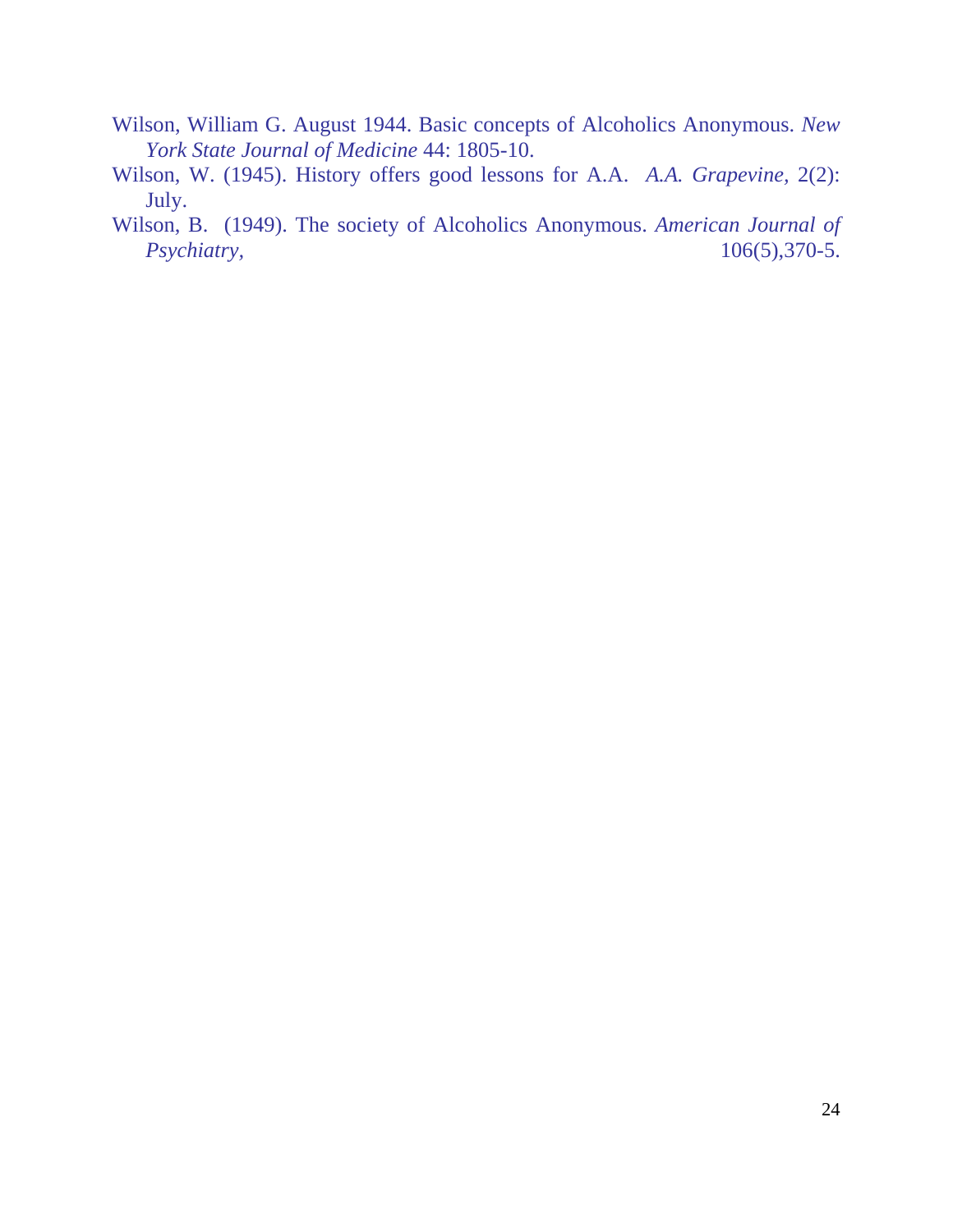Wilson, William G. August 1944. Basic concepts of Alcoholics Anonymous. *New York State Journal of Medicine* 44: 1805-10.

Wilson, W. (1945). History offers good lessons for A.A. *A.A. Grapevine*, 2(2): July.

Wilson, B. (1949). The society of Alcoholics Anonymous. *American Journal of Psychiatry*, 106(5),370-5.